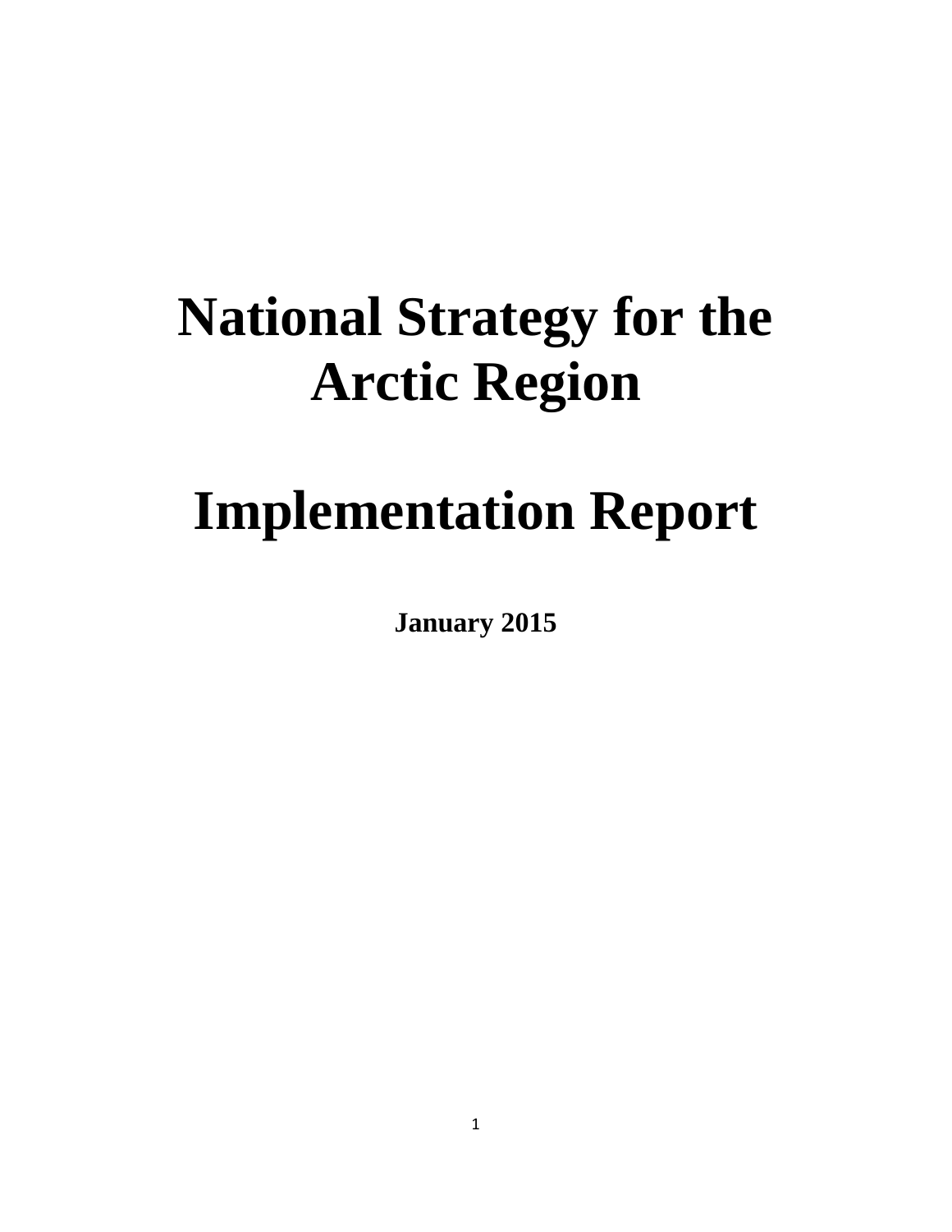# National Strategy for the Arctic Region

# Implementation Report

**January 2015**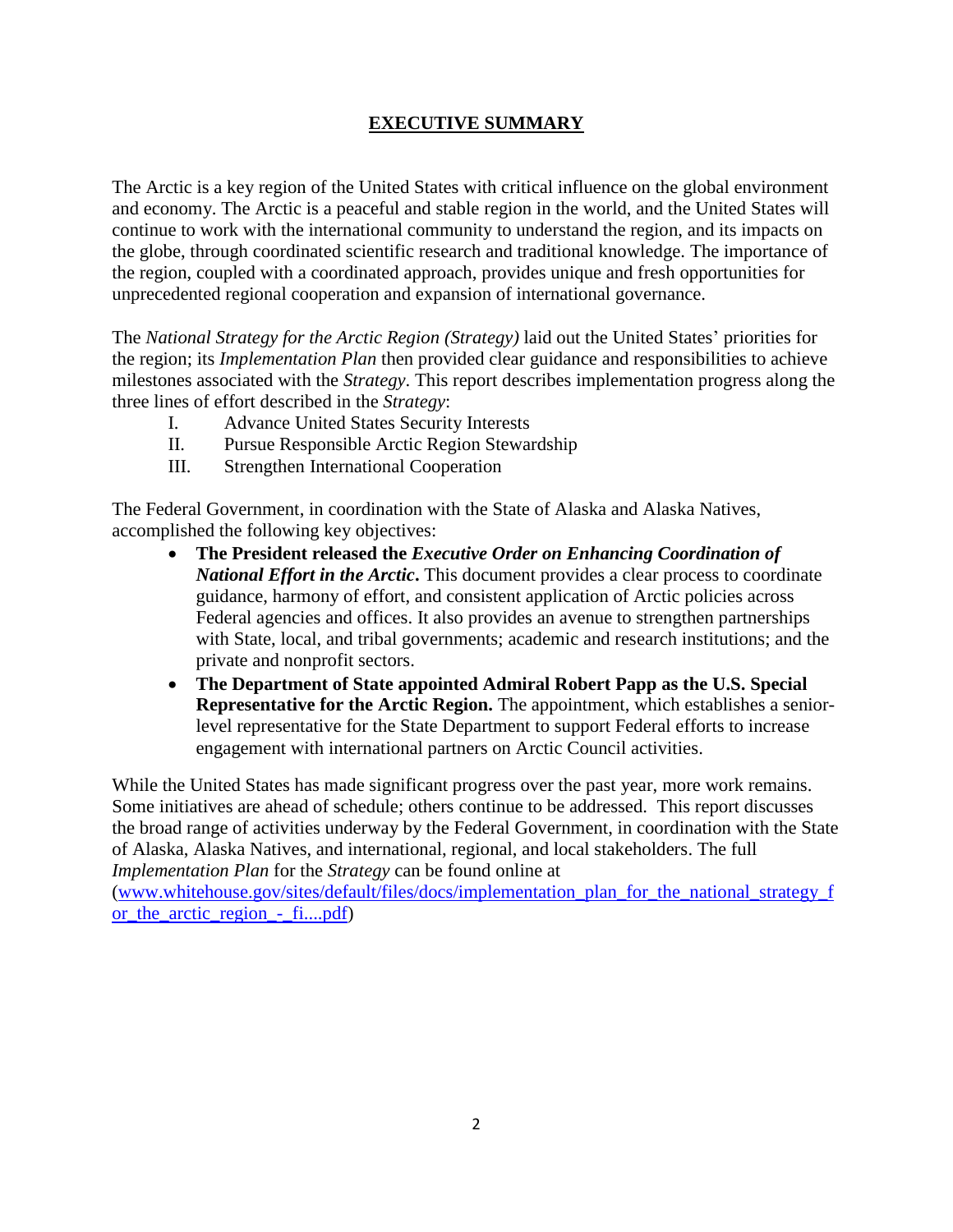## EXECUTIVE SUMMARY

The Arctic is a key region of the United States with critical influence on the global environment and economy. The Arctic is a peaceful and stable region in the world, and the United States will continue to work with the international community to understand the region, and its impacts on the globe, through coordinated scientific research and traditional knowledge. The importance of the region, coupled with a coordinated approach, provides unique and fresh opportunities for unprecedented regional cooperation and expansion of international governance.

The *National Strategy for the Arctic Region (Strategy)* laid out the United States' priorities for the region; its *Implementation Plan* then provided clear guidance and responsibilities to achieve milestones associated with the *Strategy*. This report describes implementation progress along the three lines of effort described in the *Strategy*:

I. Advance United States Security Interests
II. Pursue Responsible Arctic Region Stewardship
III. Strengthen International Cooperation

The Federal Government, in coordination with the State of Alaska and Alaska Natives, accomplished the following key objectives:

- **The President released the *Executive Order on Enhancing Coordination of National Effort in the Arctic*.** This document provides a clear process to coordinate guidance, harmony of effort, and consistent application of Arctic policies across Federal agencies and offices. It also provides an avenue to strengthen partnerships with State, local, and tribal governments; academic and research institutions; and the private and nonprofit sectors.
- **The Department of State appointed Admiral Robert Papp as the U.S. Special Representative for the Arctic Region.** The appointment, which establishes a senior-level representative for the State Department to support Federal efforts to increase engagement with international partners on Arctic Council activities.

While the United States has made significant progress over the past year, more work remains. Some initiatives are ahead of schedule; others continue to be addressed. This report discusses the broad range of activities underway by the Federal Government, in coordination with the State of Alaska, Alaska Natives, and international, regional, and local stakeholders. The full *Implementation Plan* for the *Strategy* can be found online at (www.whitehouse.gov/sites/default/files/docs/implementation_plan_for_the_national_strategy_for_the_arctic_region_-_fi....pdf)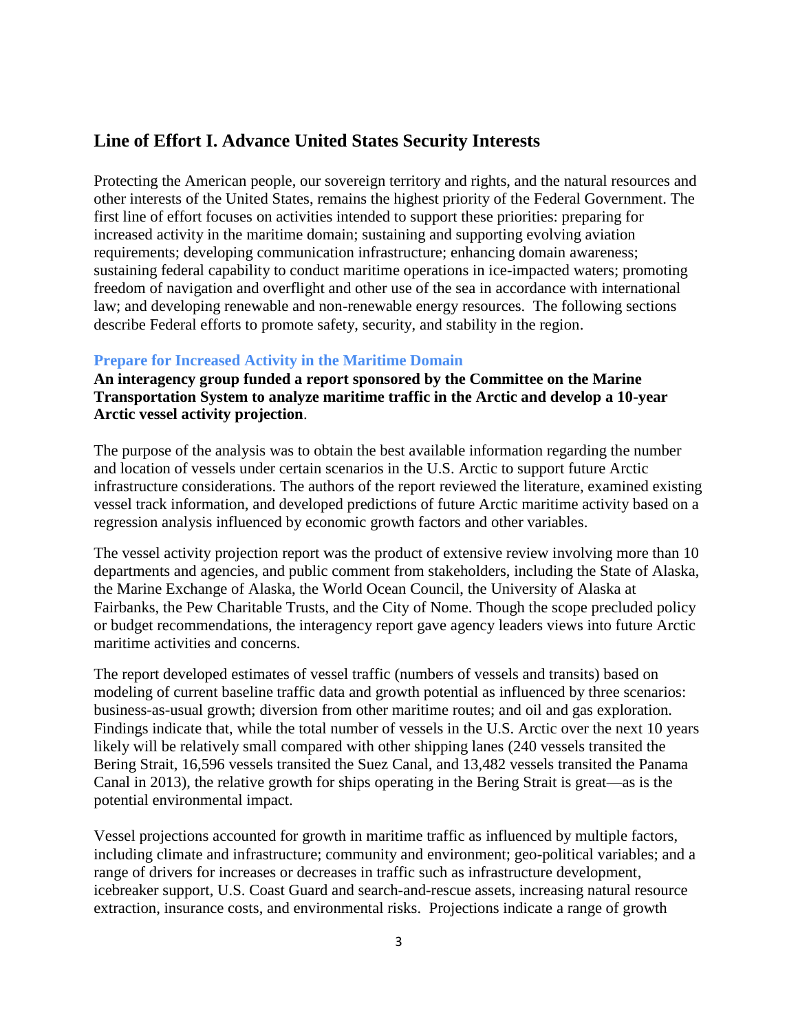## Line of Effort I. Advance United States Security Interests

Protecting the American people, our sovereign territory and rights, and the natural resources and other interests of the United States, remains the highest priority of the Federal Government. The first line of effort focuses on activities intended to support these priorities: preparing for increased activity in the maritime domain; sustaining and supporting evolving aviation requirements; developing communication infrastructure; enhancing domain awareness; sustaining federal capability to conduct maritime operations in ice-impacted waters; promoting freedom of navigation and overflight and other use of the sea in accordance with international law; and developing renewable and non-renewable energy resources. The following sections describe Federal efforts to promote safety, security, and stability in the region.

### Prepare for Increased Activity in the Maritime Domain

**An interagency group funded a report sponsored by the Committee on the Marine Transportation System to analyze maritime traffic in the Arctic and develop a 10-year Arctic vessel activity projection**.

The purpose of the analysis was to obtain the best available information regarding the number and location of vessels under certain scenarios in the U.S. Arctic to support future Arctic infrastructure considerations. The authors of the report reviewed the literature, examined existing vessel track information, and developed predictions of future Arctic maritime activity based on a regression analysis influenced by economic growth factors and other variables.

The vessel activity projection report was the product of extensive review involving more than 10 departments and agencies, and public comment from stakeholders, including the State of Alaska, the Marine Exchange of Alaska, the World Ocean Council, the University of Alaska at Fairbanks, the Pew Charitable Trusts, and the City of Nome. Though the scope precluded policy or budget recommendations, the interagency report gave agency leaders views into future Arctic maritime activities and concerns.

The report developed estimates of vessel traffic (numbers of vessels and transits) based on modeling of current baseline traffic data and growth potential as influenced by three scenarios: business-as-usual growth; diversion from other maritime routes; and oil and gas exploration. Findings indicate that, while the total number of vessels in the U.S. Arctic over the next 10 years likely will be relatively small compared with other shipping lanes (240 vessels transited the Bering Strait, 16,596 vessels transited the Suez Canal, and 13,482 vessels transited the Panama Canal in 2013), the relative growth for ships operating in the Bering Strait is great—as is the potential environmental impact.

Vessel projections accounted for growth in maritime traffic as influenced by multiple factors, including climate and infrastructure; community and environment; geo-political variables; and a range of drivers for increases or decreases in traffic such as infrastructure development, icebreaker support, U.S. Coast Guard and search-and-rescue assets, increasing natural resource extraction, insurance costs, and environmental risks. Projections indicate a range of growth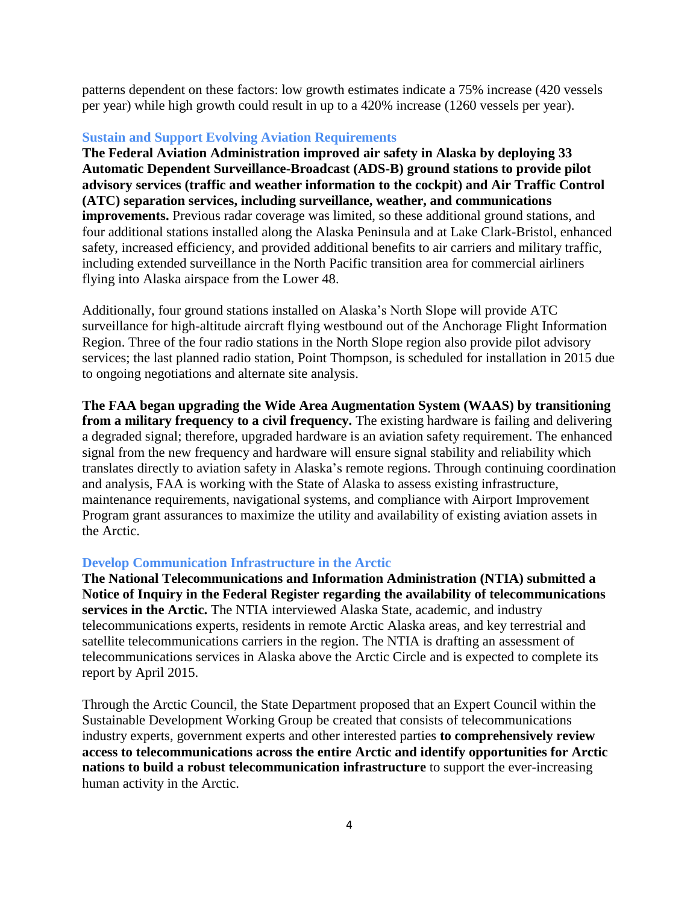patterns dependent on these factors: low growth estimates indicate a 75% increase (420 vessels per year) while high growth could result in up to a 420% increase (1260 vessels per year).

### Sustain and Support Evolving Aviation Requirements

**The Federal Aviation Administration improved air safety in Alaska by deploying 33 Automatic Dependent Surveillance-Broadcast (ADS-B) ground stations to provide pilot advisory services (traffic and weather information to the cockpit) and Air Traffic Control (ATC) separation services, including surveillance, weather, and communications improvements.** Previous radar coverage was limited, so these additional ground stations, and four additional stations installed along the Alaska Peninsula and at Lake Clark-Bristol, enhanced safety, increased efficiency, and provided additional benefits to air carriers and military traffic, including extended surveillance in the North Pacific transition area for commercial airliners flying into Alaska airspace from the Lower 48.

Additionally, four ground stations installed on Alaska's North Slope will provide ATC surveillance for high-altitude aircraft flying westbound out of the Anchorage Flight Information Region. Three of the four radio stations in the North Slope region also provide pilot advisory services; the last planned radio station, Point Thompson, is scheduled for installation in 2015 due to ongoing negotiations and alternate site analysis.

**The FAA began upgrading the Wide Area Augmentation System (WAAS) by transitioning from a military frequency to a civil frequency.** The existing hardware is failing and delivering a degraded signal; therefore, upgraded hardware is an aviation safety requirement. The enhanced signal from the new frequency and hardware will ensure signal stability and reliability which translates directly to aviation safety in Alaska's remote regions. Through continuing coordination and analysis, FAA is working with the State of Alaska to assess existing infrastructure, maintenance requirements, navigational systems, and compliance with Airport Improvement Program grant assurances to maximize the utility and availability of existing aviation assets in the Arctic.

### Develop Communication Infrastructure in the Arctic

**The National Telecommunications and Information Administration (NTIA) submitted a Notice of Inquiry in the Federal Register regarding the availability of telecommunications services in the Arctic.** The NTIA interviewed Alaska State, academic, and industry telecommunications experts, residents in remote Arctic Alaska areas, and key terrestrial and satellite telecommunications carriers in the region. The NTIA is drafting an assessment of telecommunications services in Alaska above the Arctic Circle and is expected to complete its report by April 2015.

Through the Arctic Council, the State Department proposed that an Expert Council within the Sustainable Development Working Group be created that consists of telecommunications industry experts, government experts and other interested parties **to comprehensively review access to telecommunications across the entire Arctic and identify opportunities for Arctic nations to build a robust telecommunication infrastructure** to support the ever-increasing human activity in the Arctic.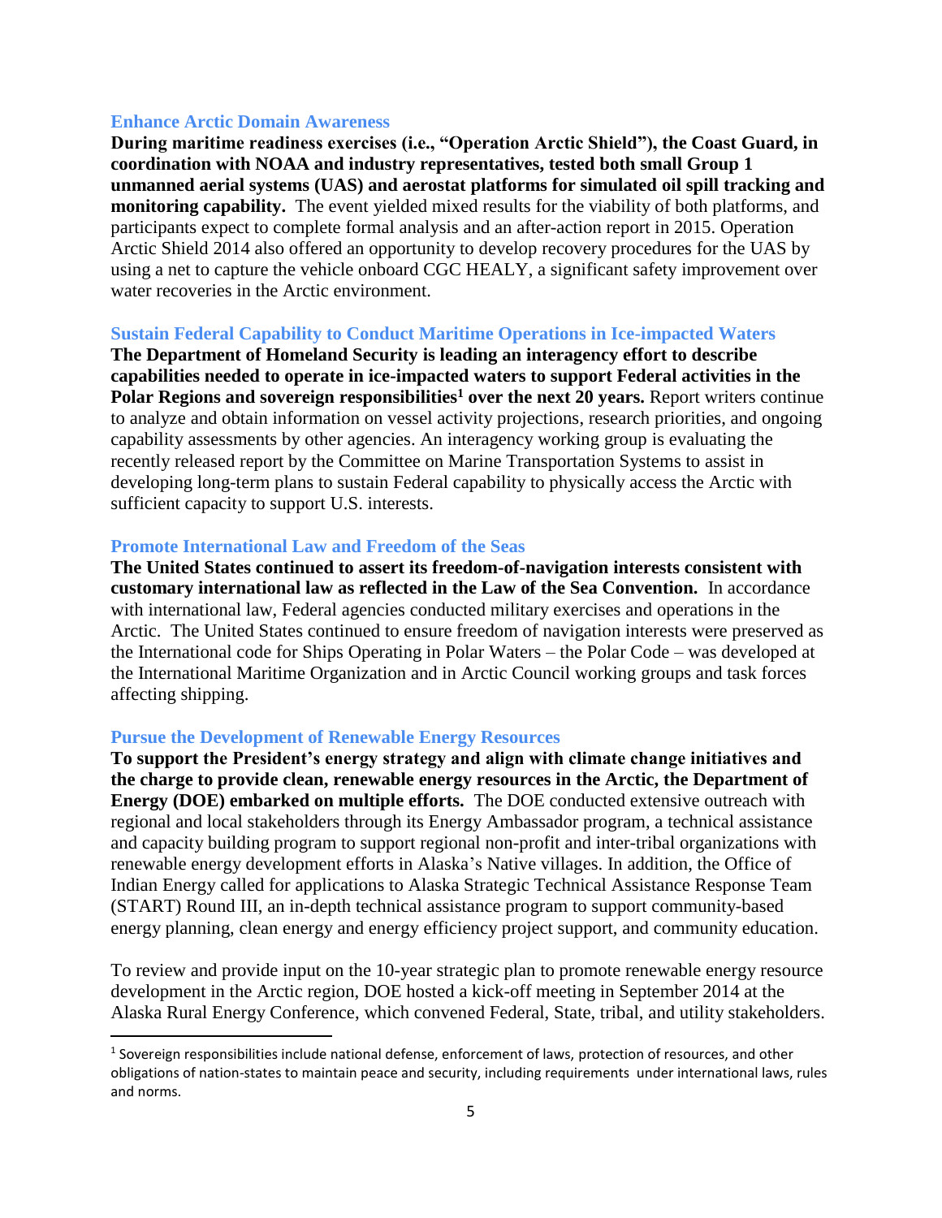### Enhance Arctic Domain Awareness

**During maritime readiness exercises (i.e., "Operation Arctic Shield"), the Coast Guard, in coordination with NOAA and industry representatives, tested both small Group 1 unmanned aerial systems (UAS) and aerostat platforms for simulated oil spill tracking and monitoring capability.** The event yielded mixed results for the viability of both platforms, and participants expect to complete formal analysis and an after-action report in 2015. Operation Arctic Shield 2014 also offered an opportunity to develop recovery procedures for the UAS by using a net to capture the vehicle onboard CGC HEALY, a significant safety improvement over water recoveries in the Arctic environment.

### Sustain Federal Capability to Conduct Maritime Operations in Ice-impacted Waters

**The Department of Homeland Security is leading an interagency effort to describe capabilities needed to operate in ice-impacted waters to support Federal activities in the Polar Regions and sovereign responsibilities[1] over the next 20 years.** Report writers continue to analyze and obtain information on vessel activity projections, research priorities, and ongoing capability assessments by other agencies. An interagency working group is evaluating the recently released report by the Committee on Marine Transportation Systems to assist in developing long-term plans to sustain Federal capability to physically access the Arctic with sufficient capacity to support U.S. interests.

### Promote International Law and Freedom of the Seas

**The United States continued to assert its freedom-of-navigation interests consistent with customary international law as reflected in the Law of the Sea Convention.** In accordance with international law, Federal agencies conducted military exercises and operations in the Arctic. The United States continued to ensure freedom of navigation interests were preserved as the International code for Ships Operating in Polar Waters – the Polar Code – was developed at the International Maritime Organization and in Arctic Council working groups and task forces affecting shipping.

### Pursue the Development of Renewable Energy Resources

**To support the President's energy strategy and align with climate change initiatives and the charge to provide clean, renewable energy resources in the Arctic, the Department of Energy (DOE) embarked on multiple efforts.** The DOE conducted extensive outreach with regional and local stakeholders through its Energy Ambassador program, a technical assistance and capacity building program to support regional non-profit and inter-tribal organizations with renewable energy development efforts in Alaska's Native villages. In addition, the Office of Indian Energy called for applications to Alaska Strategic Technical Assistance Response Team (START) Round III, an in-depth technical assistance program to support community-based energy planning, clean energy and energy efficiency project support, and community education.

To review and provide input on the 10-year strategic plan to promote renewable energy resource development in the Arctic region, DOE hosted a kick-off meeting in September 2014 at the Alaska Rural Energy Conference, which convened Federal, State, tribal, and utility stakeholders.

---

[1] Sovereign responsibilities include national defense, enforcement of laws, protection of resources, and other obligations of nation-states to maintain peace and security, including requirements under international laws, rules and norms.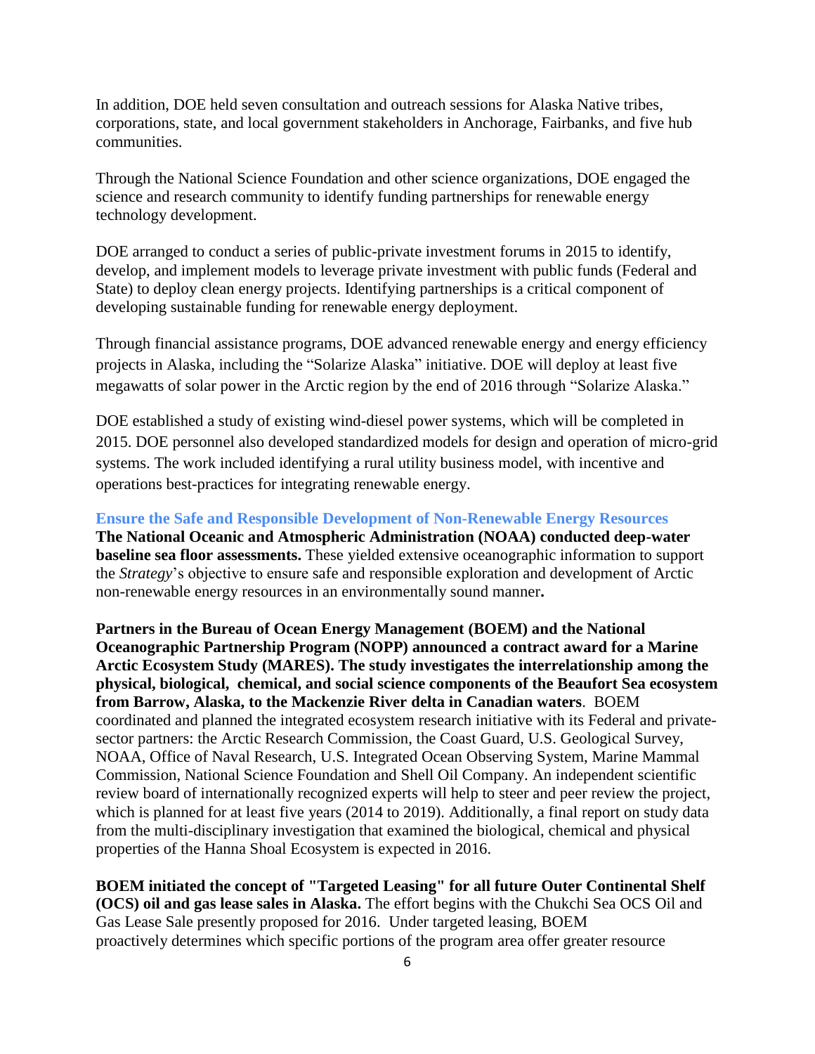In addition, DOE held seven consultation and outreach sessions for Alaska Native tribes, corporations, state, and local government stakeholders in Anchorage, Fairbanks, and five hub communities.

Through the National Science Foundation and other science organizations, DOE engaged the science and research community to identify funding partnerships for renewable energy technology development.

DOE arranged to conduct a series of public-private investment forums in 2015 to identify, develop, and implement models to leverage private investment with public funds (Federal and State) to deploy clean energy projects. Identifying partnerships is a critical component of developing sustainable funding for renewable energy deployment.

Through financial assistance programs, DOE advanced renewable energy and energy efficiency projects in Alaska, including the "Solarize Alaska" initiative. DOE will deploy at least five megawatts of solar power in the Arctic region by the end of 2016 through "Solarize Alaska."

DOE established a study of existing wind-diesel power systems, which will be completed in 2015. DOE personnel also developed standardized models for design and operation of micro-grid systems. The work included identifying a rural utility business model, with incentive and operations best-practices for integrating renewable energy.

### Ensure the Safe and Responsible Development of Non-Renewable Energy Resources

**The National Oceanic and Atmospheric Administration (NOAA) conducted deep-water baseline sea floor assessments.** These yielded extensive oceanographic information to support the *Strategy*'s objective to ensure safe and responsible exploration and development of Arctic non-renewable energy resources in an environmentally sound manner**.**

**Partners in the Bureau of Ocean Energy Management (BOEM) and the National Oceanographic Partnership Program (NOPP) announced a contract award for a Marine Arctic Ecosystem Study (MARES). The study investigates the interrelationship among the physical, biological, chemical, and social science components of the Beaufort Sea ecosystem from Barrow, Alaska, to the Mackenzie River delta in Canadian waters**. BOEM coordinated and planned the integrated ecosystem research initiative with its Federal and private-sector partners: the Arctic Research Commission, the Coast Guard, U.S. Geological Survey, NOAA, Office of Naval Research, U.S. Integrated Ocean Observing System, Marine Mammal Commission, National Science Foundation and Shell Oil Company. An independent scientific review board of internationally recognized experts will help to steer and peer review the project, which is planned for at least five years (2014 to 2019). Additionally, a final report on study data from the multi-disciplinary investigation that examined the biological, chemical and physical properties of the Hanna Shoal Ecosystem is expected in 2016.

**BOEM initiated the concept of "Targeted Leasing" for all future Outer Continental Shelf (OCS) oil and gas lease sales in Alaska.** The effort begins with the Chukchi Sea OCS Oil and Gas Lease Sale presently proposed for 2016. Under targeted leasing, BOEM proactively determines which specific portions of the program area offer greater resource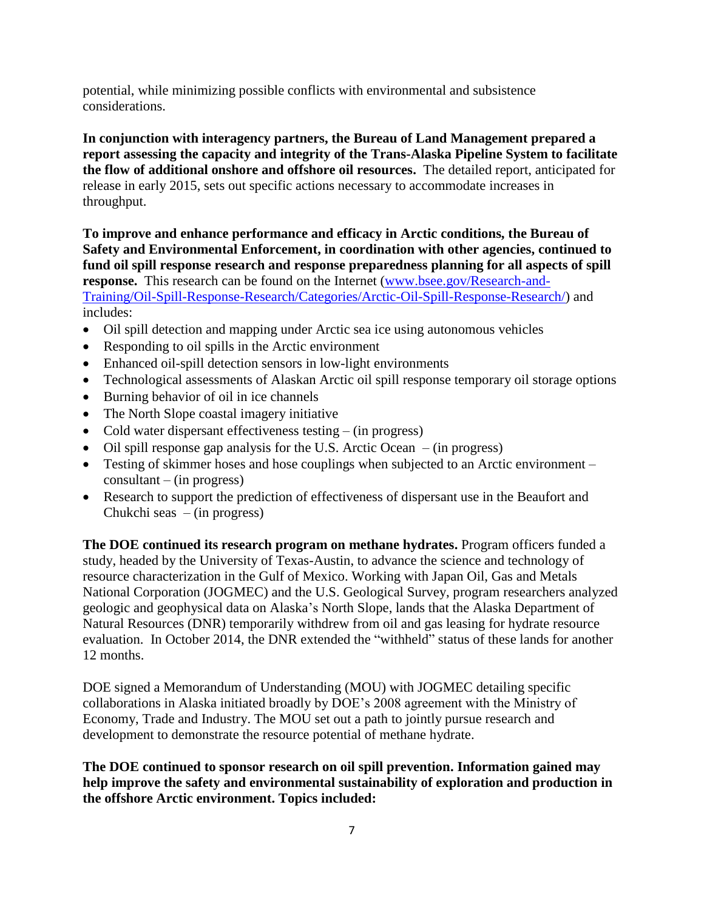potential, while minimizing possible conflicts with environmental and subsistence considerations.

**In conjunction with interagency partners, the Bureau of Land Management prepared a report assessing the capacity and integrity of the Trans-Alaska Pipeline System to facilitate the flow of additional onshore and offshore oil resources.** The detailed report, anticipated for release in early 2015, sets out specific actions necessary to accommodate increases in throughput.

**To improve and enhance performance and efficacy in Arctic conditions, the Bureau of Safety and Environmental Enforcement, in coordination with other agencies, continued to fund oil spill response research and response preparedness planning for all aspects of spill response.** This research can be found on the Internet ([www.bsee.gov/Research-and-Training/Oil-Spill-Response-Research/Categories/Arctic-Oil-Spill-Response-Research/](www.bsee.gov/Research-and-Training/Oil-Spill-Response-Research/Categories/Arctic-Oil-Spill-Response-Research/)) and includes:

- Oil spill detection and mapping under Arctic sea ice using autonomous vehicles
- Responding to oil spills in the Arctic environment
- Enhanced oil-spill detection sensors in low-light environments
- Technological assessments of Alaskan Arctic oil spill response temporary oil storage options
- Burning behavior of oil in ice channels
- The North Slope coastal imagery initiative
- Cold water dispersant effectiveness testing – (in progress)
- Oil spill response gap analysis for the U.S. Arctic Ocean – (in progress)
- Testing of skimmer hoses and hose couplings when subjected to an Arctic environment – consultant – (in progress)
- Research to support the prediction of effectiveness of dispersant use in the Beaufort and Chukchi seas – (in progress)

**The DOE continued its research program on methane hydrates.** Program officers funded a study, headed by the University of Texas-Austin, to advance the science and technology of resource characterization in the Gulf of Mexico. Working with Japan Oil, Gas and Metals National Corporation (JOGMEC) and the U.S. Geological Survey, program researchers analyzed geologic and geophysical data on Alaska's North Slope, lands that the Alaska Department of Natural Resources (DNR) temporarily withdrew from oil and gas leasing for hydrate resource evaluation. In October 2014, the DNR extended the "withheld" status of these lands for another 12 months.

DOE signed a Memorandum of Understanding (MOU) with JOGMEC detailing specific collaborations in Alaska initiated broadly by DOE's 2008 agreement with the Ministry of Economy, Trade and Industry. The MOU set out a path to jointly pursue research and development to demonstrate the resource potential of methane hydrate.

**The DOE continued to sponsor research on oil spill prevention. Information gained may help improve the safety and environmental sustainability of exploration and production in the offshore Arctic environment. Topics included:**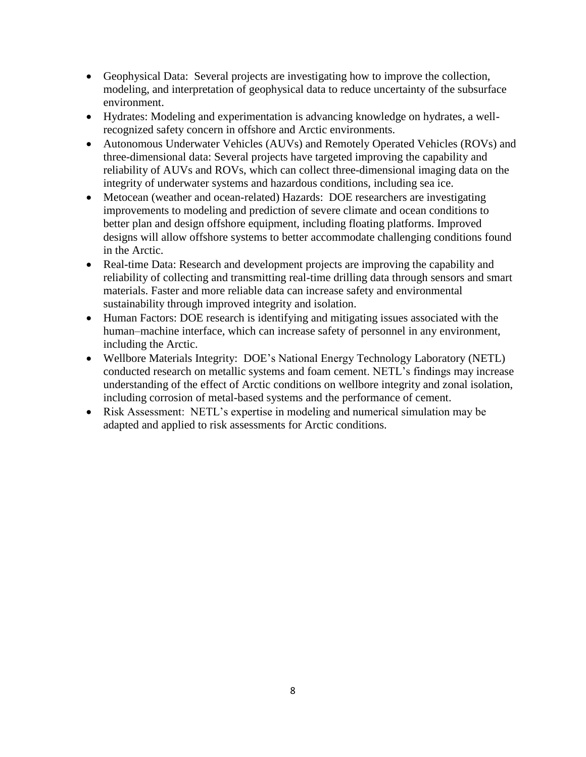- Geophysical Data: Several projects are investigating how to improve the collection, modeling, and interpretation of geophysical data to reduce uncertainty of the subsurface environment.
- Hydrates: Modeling and experimentation is advancing knowledge on hydrates, a well-recognized safety concern in offshore and Arctic environments.
- Autonomous Underwater Vehicles (AUVs) and Remotely Operated Vehicles (ROVs) and three-dimensional data: Several projects have targeted improving the capability and reliability of AUVs and ROVs, which can collect three-dimensional imaging data on the integrity of underwater systems and hazardous conditions, including sea ice.
- Metocean (weather and ocean-related) Hazards: DOE researchers are investigating improvements to modeling and prediction of severe climate and ocean conditions to better plan and design offshore equipment, including floating platforms. Improved designs will allow offshore systems to better accommodate challenging conditions found in the Arctic.
- Real-time Data: Research and development projects are improving the capability and reliability of collecting and transmitting real-time drilling data through sensors and smart materials. Faster and more reliable data can increase safety and environmental sustainability through improved integrity and isolation.
- Human Factors: DOE research is identifying and mitigating issues associated with the human–machine interface, which can increase safety of personnel in any environment, including the Arctic.
- Wellbore Materials Integrity: DOE's National Energy Technology Laboratory (NETL) conducted research on metallic systems and foam cement. NETL's findings may increase understanding of the effect of Arctic conditions on wellbore integrity and zonal isolation, including corrosion of metal-based systems and the performance of cement.
- Risk Assessment: NETL's expertise in modeling and numerical simulation may be adapted and applied to risk assessments for Arctic conditions.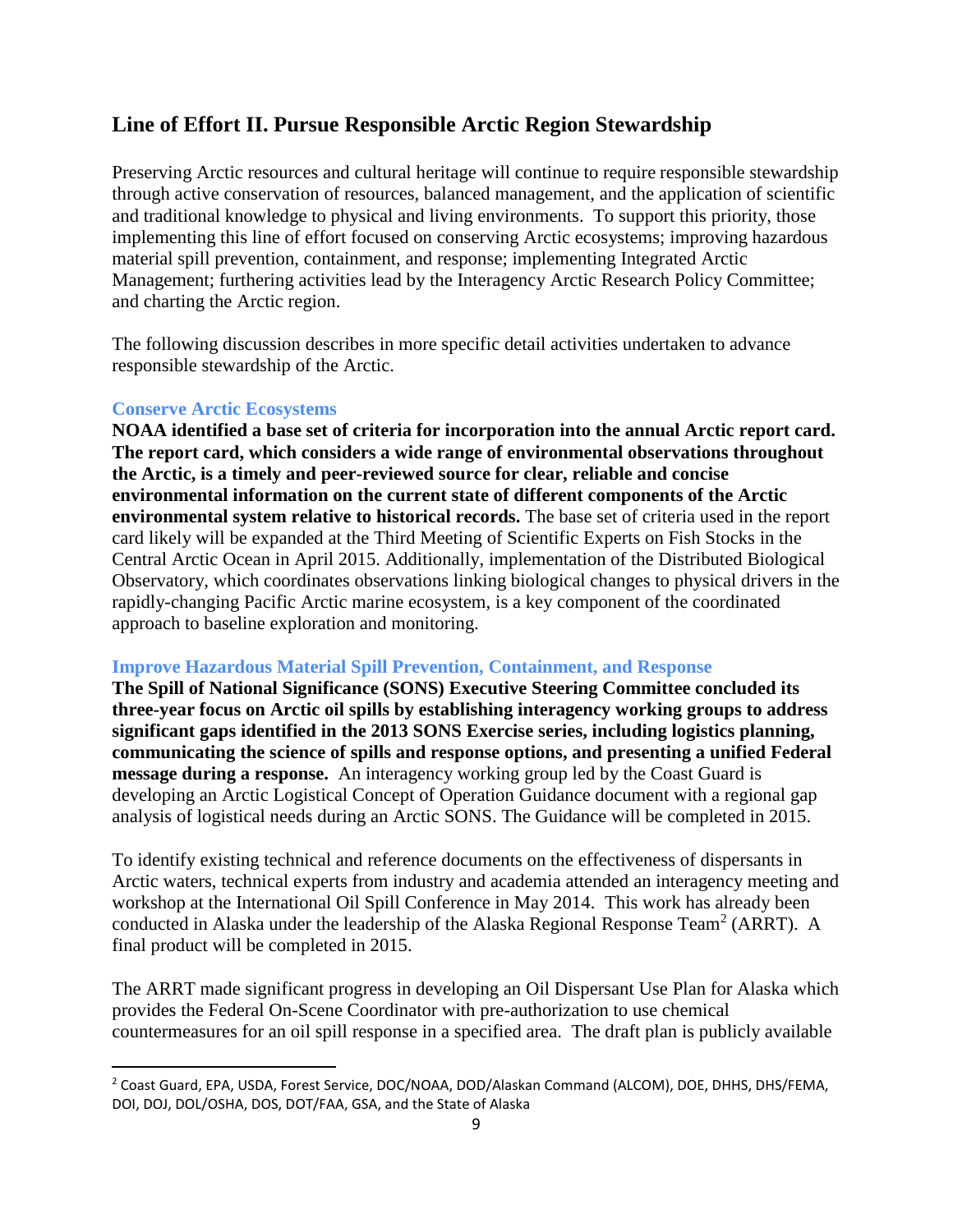## Line of Effort II. Pursue Responsible Arctic Region Stewardship

Preserving Arctic resources and cultural heritage will continue to require responsible stewardship through active conservation of resources, balanced management, and the application of scientific and traditional knowledge to physical and living environments. To support this priority, those implementing this line of effort focused on conserving Arctic ecosystems; improving hazardous material spill prevention, containment, and response; implementing Integrated Arctic Management; furthering activities lead by the Interagency Arctic Research Policy Committee; and charting the Arctic region.

The following discussion describes in more specific detail activities undertaken to advance responsible stewardship of the Arctic.

### Conserve Arctic Ecosystems

**NOAA identified a base set of criteria for incorporation into the annual Arctic report card. The report card, which considers a wide range of environmental observations throughout the Arctic, is a timely and peer-reviewed source for clear, reliable and concise environmental information on the current state of different components of the Arctic environmental system relative to historical records.** The base set of criteria used in the report card likely will be expanded at the Third Meeting of Scientific Experts on Fish Stocks in the Central Arctic Ocean in April 2015. Additionally, implementation of the Distributed Biological Observatory, which coordinates observations linking biological changes to physical drivers in the rapidly-changing Pacific Arctic marine ecosystem, is a key component of the coordinated approach to baseline exploration and monitoring.

### Improve Hazardous Material Spill Prevention, Containment, and Response

**The Spill of National Significance (SONS) Executive Steering Committee concluded its three-year focus on Arctic oil spills by establishing interagency working groups to address significant gaps identified in the 2013 SONS Exercise series, including logistics planning, communicating the science of spills and response options, and presenting a unified Federal message during a response.** An interagency working group led by the Coast Guard is developing an Arctic Logistical Concept of Operation Guidance document with a regional gap analysis of logistical needs during an Arctic SONS. The Guidance will be completed in 2015.

To identify existing technical and reference documents on the effectiveness of dispersants in Arctic waters, technical experts from industry and academia attended an interagency meeting and workshop at the International Oil Spill Conference in May 2014. This work has already been conducted in Alaska under the leadership of the Alaska Regional Response Team[2] (ARRT). A final product will be completed in 2015.

The ARRT made significant progress in developing an Oil Dispersant Use Plan for Alaska which provides the Federal On-Scene Coordinator with pre-authorization to use chemical countermeasures for an oil spill response in a specified area. The draft plan is publicly available

[2] Coast Guard, EPA, USDA, Forest Service, DOC/NOAA, DOD/Alaskan Command (ALCOM), DOE, DHHS, DHS/FEMA, DOI, DOJ, DOL/OSHA, DOS, DOT/FAA, GSA, and the State of Alaska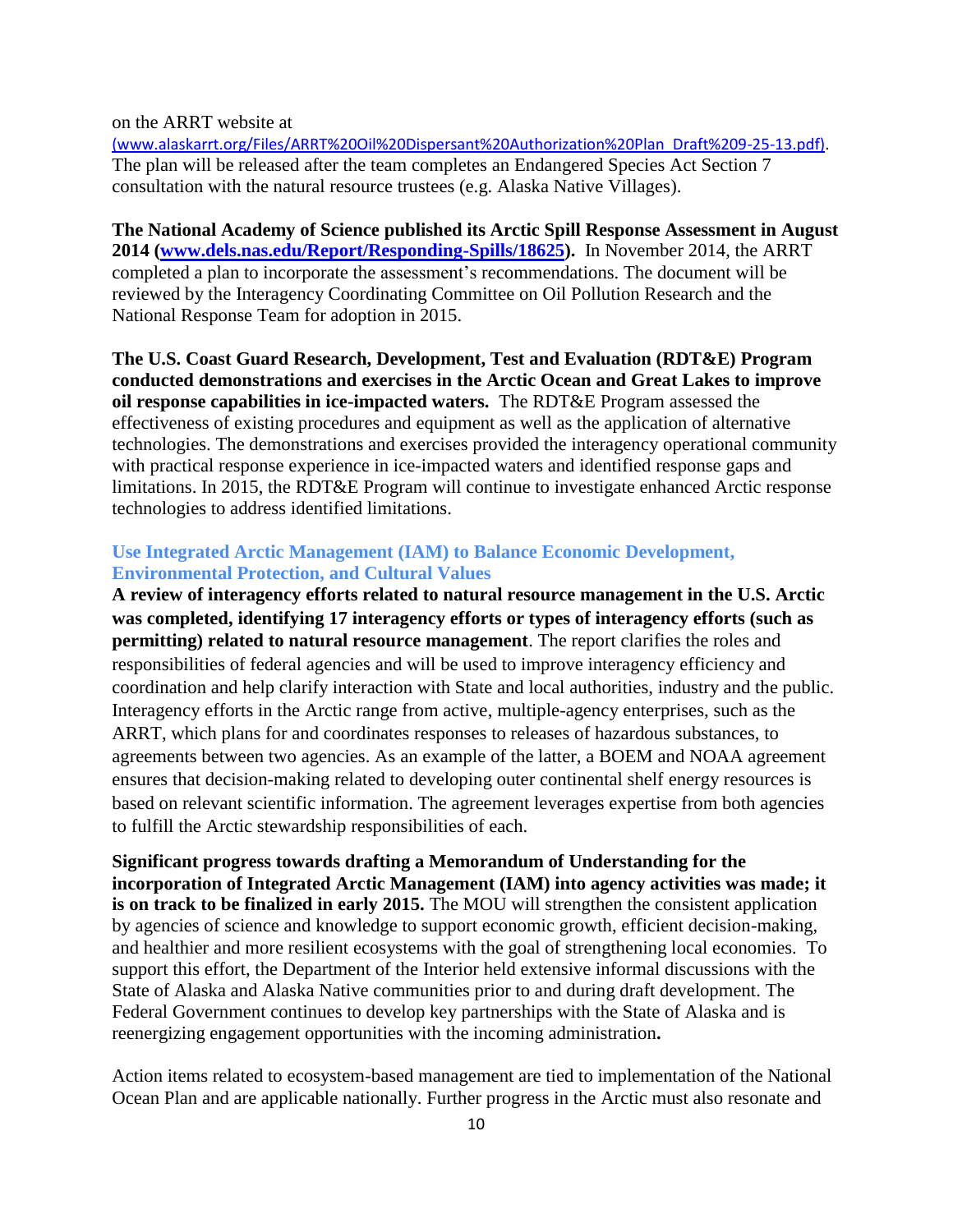on the ARRT website at (www.alaskarrt.org/Files/ARRT%20Oil%20Dispersant%20Authorization%20Plan_Draft%209-25-13.pdf). The plan will be released after the team completes an Endangered Species Act Section 7 consultation with the natural resource trustees (e.g. Alaska Native Villages).

**The National Academy of Science published its Arctic Spill Response Assessment in August 2014 ([www.dels.nas.edu/Report/Responding-Spills/18625](www.dels.nas.edu/Report/Responding-Spills/18625)).** In November 2014, the ARRT completed a plan to incorporate the assessment's recommendations. The document will be reviewed by the Interagency Coordinating Committee on Oil Pollution Research and the National Response Team for adoption in 2015.

**The U.S. Coast Guard Research, Development, Test and Evaluation (RDT&E) Program conducted demonstrations and exercises in the Arctic Ocean and Great Lakes to improve oil response capabilities in ice-impacted waters.** The RDT&E Program assessed the effectiveness of existing procedures and equipment as well as the application of alternative technologies. The demonstrations and exercises provided the interagency operational community with practical response experience in ice-impacted waters and identified response gaps and limitations. In 2015, the RDT&E Program will continue to investigate enhanced Arctic response technologies to address identified limitations.

### Use Integrated Arctic Management (IAM) to Balance Economic Development, Environmental Protection, and Cultural Values

**A review of interagency efforts related to natural resource management in the U.S. Arctic was completed, identifying 17 interagency efforts or types of interagency efforts (such as permitting) related to natural resource management**. The report clarifies the roles and responsibilities of federal agencies and will be used to improve interagency efficiency and coordination and help clarify interaction with State and local authorities, industry and the public. Interagency efforts in the Arctic range from active, multiple-agency enterprises, such as the ARRT, which plans for and coordinates responses to releases of hazardous substances, to agreements between two agencies. As an example of the latter, a BOEM and NOAA agreement ensures that decision-making related to developing outer continental shelf energy resources is based on relevant scientific information. The agreement leverages expertise from both agencies to fulfill the Arctic stewardship responsibilities of each.

**Significant progress towards drafting a Memorandum of Understanding for the incorporation of Integrated Arctic Management (IAM) into agency activities was made; it is on track to be finalized in early 2015.** The MOU will strengthen the consistent application by agencies of science and knowledge to support economic growth, efficient decision-making, and healthier and more resilient ecosystems with the goal of strengthening local economies. To support this effort, the Department of the Interior held extensive informal discussions with the State of Alaska and Alaska Native communities prior to and during draft development. The Federal Government continues to develop key partnerships with the State of Alaska and is reenergizing engagement opportunities with the incoming administration**.**

Action items related to ecosystem-based management are tied to implementation of the National Ocean Plan and are applicable nationally. Further progress in the Arctic must also resonate and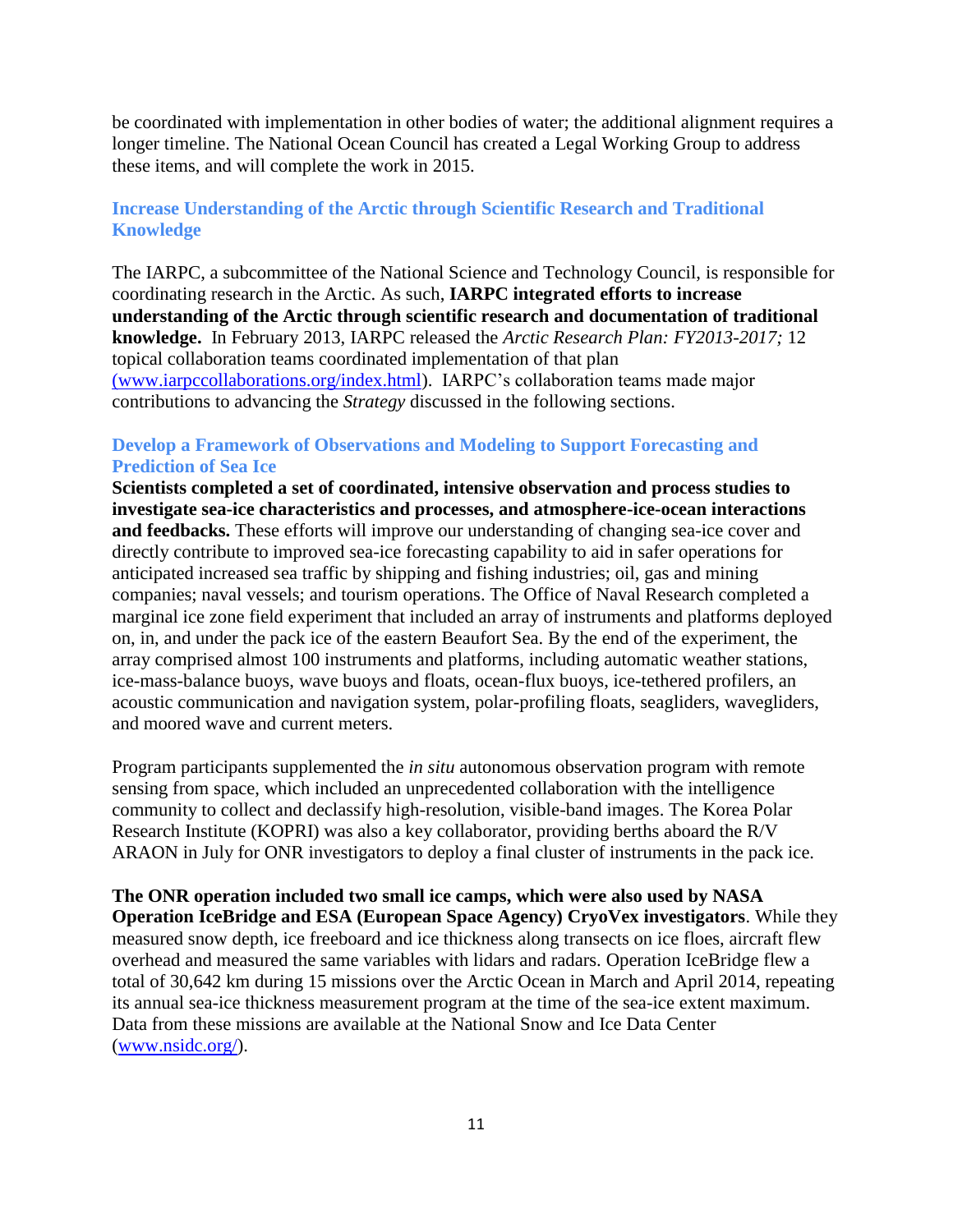be coordinated with implementation in other bodies of water; the additional alignment requires a longer timeline. The National Ocean Council has created a Legal Working Group to address these items, and will complete the work in 2015.

### Increase Understanding of the Arctic through Scientific Research and Traditional Knowledge

The IARPC, a subcommittee of the National Science and Technology Council, is responsible for coordinating research in the Arctic. As such, **IARPC integrated efforts to increase understanding of the Arctic through scientific research and documentation of traditional knowledge.** In February 2013, IARPC released the *Arctic Research Plan: FY2013-2017;* 12 topical collaboration teams coordinated implementation of that plan (www.iarpccollaborations.org/index.html). IARPC's collaboration teams made major contributions to advancing the *Strategy* discussed in the following sections.

### Develop a Framework of Observations and Modeling to Support Forecasting and Prediction of Sea Ice

**Scientists completed a set of coordinated, intensive observation and process studies to investigate sea-ice characteristics and processes, and atmosphere-ice-ocean interactions and feedbacks.** These efforts will improve our understanding of changing sea-ice cover and directly contribute to improved sea-ice forecasting capability to aid in safer operations for anticipated increased sea traffic by shipping and fishing industries; oil, gas and mining companies; naval vessels; and tourism operations. The Office of Naval Research completed a marginal ice zone field experiment that included an array of instruments and platforms deployed on, in, and under the pack ice of the eastern Beaufort Sea. By the end of the experiment, the array comprised almost 100 instruments and platforms, including automatic weather stations, ice-mass-balance buoys, wave buoys and floats, ocean-flux buoys, ice-tethered profilers, an acoustic communication and navigation system, polar-profiling floats, seagliders, wavegliders, and moored wave and current meters.

Program participants supplemented the *in situ* autonomous observation program with remote sensing from space, which included an unprecedented collaboration with the intelligence community to collect and declassify high-resolution, visible-band images. The Korea Polar Research Institute (KOPRI) was also a key collaborator, providing berths aboard the R/V ARAON in July for ONR investigators to deploy a final cluster of instruments in the pack ice.

**The ONR operation included two small ice camps, which were also used by NASA Operation IceBridge and ESA (European Space Agency) CryoVex investigators**. While they measured snow depth, ice freeboard and ice thickness along transects on ice floes, aircraft flew overhead and measured the same variables with lidars and radars. Operation IceBridge flew a total of 30,642 km during 15 missions over the Arctic Ocean in March and April 2014, repeating its annual sea-ice thickness measurement program at the time of the sea-ice extent maximum. Data from these missions are available at the National Snow and Ice Data Center (www.nsidc.org/).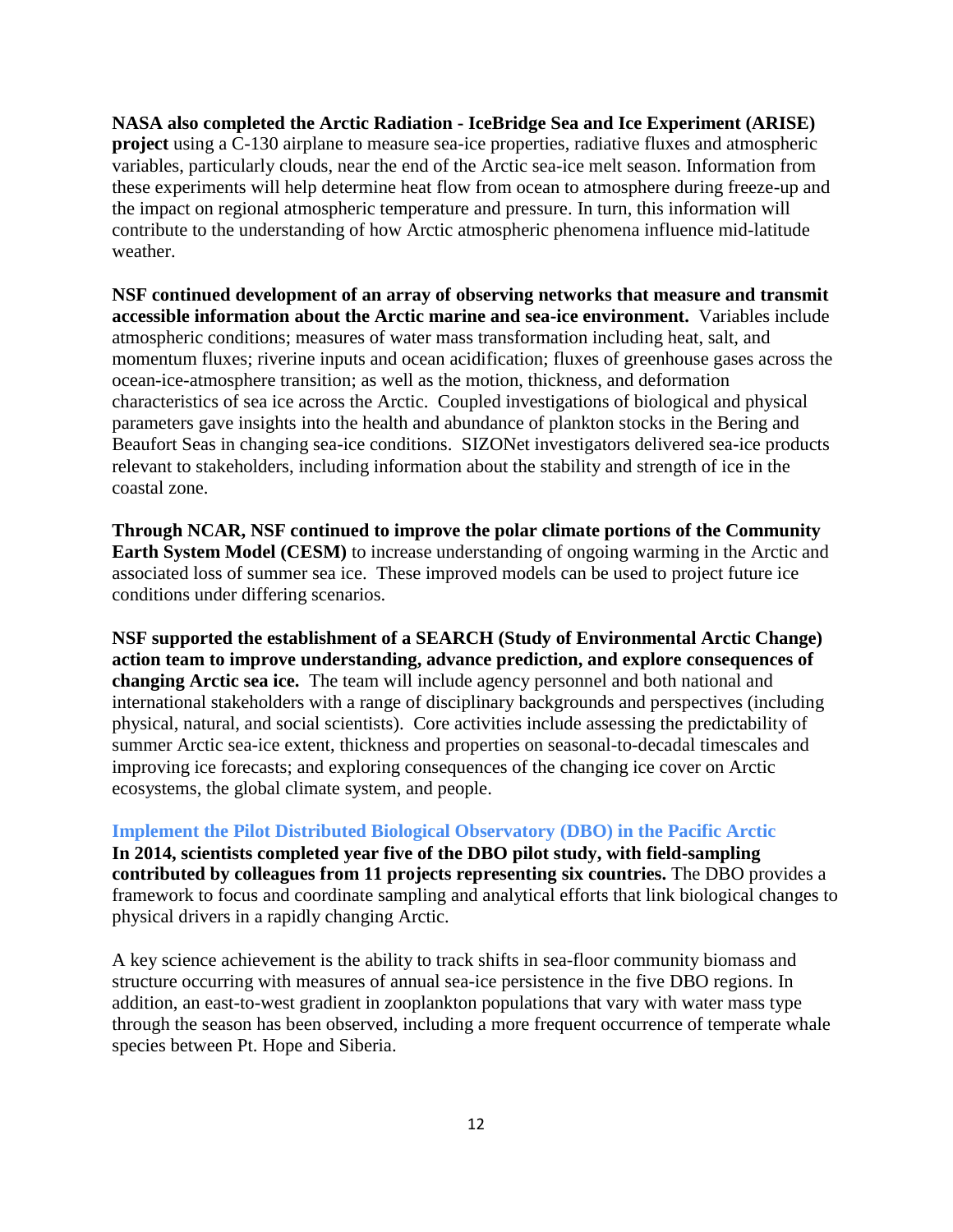**NASA also completed the Arctic Radiation - IceBridge Sea and Ice Experiment (ARISE) project** using a C-130 airplane to measure sea-ice properties, radiative fluxes and atmospheric variables, particularly clouds, near the end of the Arctic sea-ice melt season. Information from these experiments will help determine heat flow from ocean to atmosphere during freeze-up and the impact on regional atmospheric temperature and pressure. In turn, this information will contribute to the understanding of how Arctic atmospheric phenomena influence mid-latitude weather.

**NSF continued development of an array of observing networks that measure and transmit accessible information about the Arctic marine and sea-ice environment.** Variables include atmospheric conditions; measures of water mass transformation including heat, salt, and momentum fluxes; riverine inputs and ocean acidification; fluxes of greenhouse gases across the ocean-ice-atmosphere transition; as well as the motion, thickness, and deformation characteristics of sea ice across the Arctic. Coupled investigations of biological and physical parameters gave insights into the health and abundance of plankton stocks in the Bering and Beaufort Seas in changing sea-ice conditions. SIZONet investigators delivered sea-ice products relevant to stakeholders, including information about the stability and strength of ice in the coastal zone.

**Through NCAR, NSF continued to improve the polar climate portions of the Community Earth System Model (CESM)** to increase understanding of ongoing warming in the Arctic and associated loss of summer sea ice. These improved models can be used to project future ice conditions under differing scenarios.

**NSF supported the establishment of a SEARCH (Study of Environmental Arctic Change) action team to improve understanding, advance prediction, and explore consequences of changing Arctic sea ice.** The team will include agency personnel and both national and international stakeholders with a range of disciplinary backgrounds and perspectives (including physical, natural, and social scientists). Core activities include assessing the predictability of summer Arctic sea-ice extent, thickness and properties on seasonal-to-decadal timescales and improving ice forecasts; and exploring consequences of the changing ice cover on Arctic ecosystems, the global climate system, and people.

### Implement the Pilot Distributed Biological Observatory (DBO) in the Pacific Arctic

**In 2014, scientists completed year five of the DBO pilot study, with field-sampling contributed by colleagues from 11 projects representing six countries.** The DBO provides a framework to focus and coordinate sampling and analytical efforts that link biological changes to physical drivers in a rapidly changing Arctic.

A key science achievement is the ability to track shifts in sea-floor community biomass and structure occurring with measures of annual sea-ice persistence in the five DBO regions. In addition, an east-to-west gradient in zooplankton populations that vary with water mass type through the season has been observed, including a more frequent occurrence of temperate whale species between Pt. Hope and Siberia.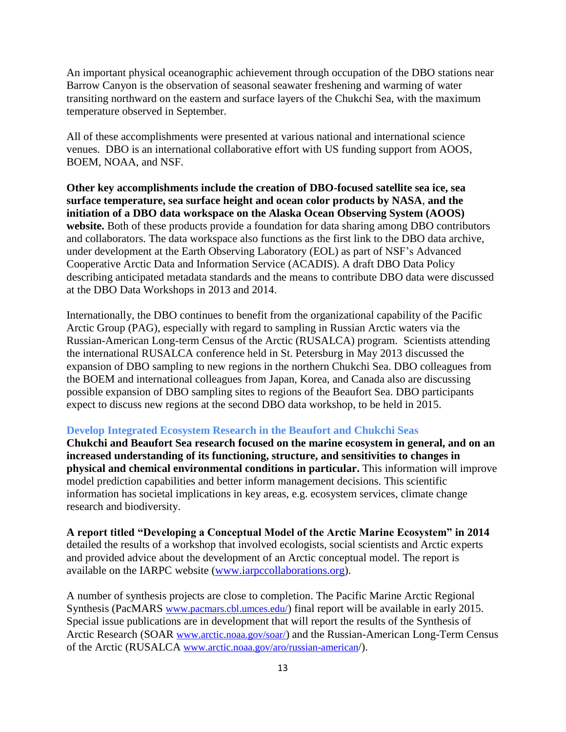An important physical oceanographic achievement through occupation of the DBO stations near Barrow Canyon is the observation of seasonal seawater freshening and warming of water transiting northward on the eastern and surface layers of the Chukchi Sea, with the maximum temperature observed in September.

All of these accomplishments were presented at various national and international science venues. DBO is an international collaborative effort with US funding support from AOOS, BOEM, NOAA, and NSF.

**Other key accomplishments include the creation of DBO-focused satellite sea ice, sea surface temperature, sea surface height and ocean color products by NASA**, **and the initiation of a DBO data workspace on the Alaska Ocean Observing System (AOOS) website.** Both of these products provide a foundation for data sharing among DBO contributors and collaborators. The data workspace also functions as the first link to the DBO data archive, under development at the Earth Observing Laboratory (EOL) as part of NSF's Advanced Cooperative Arctic Data and Information Service (ACADIS). A draft DBO Data Policy describing anticipated metadata standards and the means to contribute DBO data were discussed at the DBO Data Workshops in 2013 and 2014.

Internationally, the DBO continues to benefit from the organizational capability of the Pacific Arctic Group (PAG), especially with regard to sampling in Russian Arctic waters via the Russian-American Long-term Census of the Arctic (RUSALCA) program. Scientists attending the international RUSALCA conference held in St. Petersburg in May 2013 discussed the expansion of DBO sampling to new regions in the northern Chukchi Sea. DBO colleagues from the BOEM and international colleagues from Japan, Korea, and Canada also are discussing possible expansion of DBO sampling sites to regions of the Beaufort Sea. DBO participants expect to discuss new regions at the second DBO data workshop, to be held in 2015.

### Develop Integrated Ecosystem Research in the Beaufort and Chukchi Seas

**Chukchi and Beaufort Sea research focused on the marine ecosystem in general, and on an increased understanding of its functioning, structure, and sensitivities to changes in physical and chemical environmental conditions in particular.** This information will improve model prediction capabilities and better inform management decisions. This scientific information has societal implications in key areas, e.g. ecosystem services, climate change research and biodiversity.

**A report titled "Developing a Conceptual Model of the Arctic Marine Ecosystem" in 2014** detailed the results of a workshop that involved ecologists, social scientists and Arctic experts and provided advice about the development of an Arctic conceptual model. The report is available on the IARPC website (www.iarpccollaborations.org).

A number of synthesis projects are close to completion. The Pacific Marine Arctic Regional Synthesis (PacMARS www.pacmars.cbl.umces.edu/) final report will be available in early 2015. Special issue publications are in development that will report the results of the Synthesis of Arctic Research (SOAR www.arctic.noaa.gov/soar/) and the Russian-American Long-Term Census of the Arctic (RUSALCA www.arctic.noaa.gov/aro/russian-american/).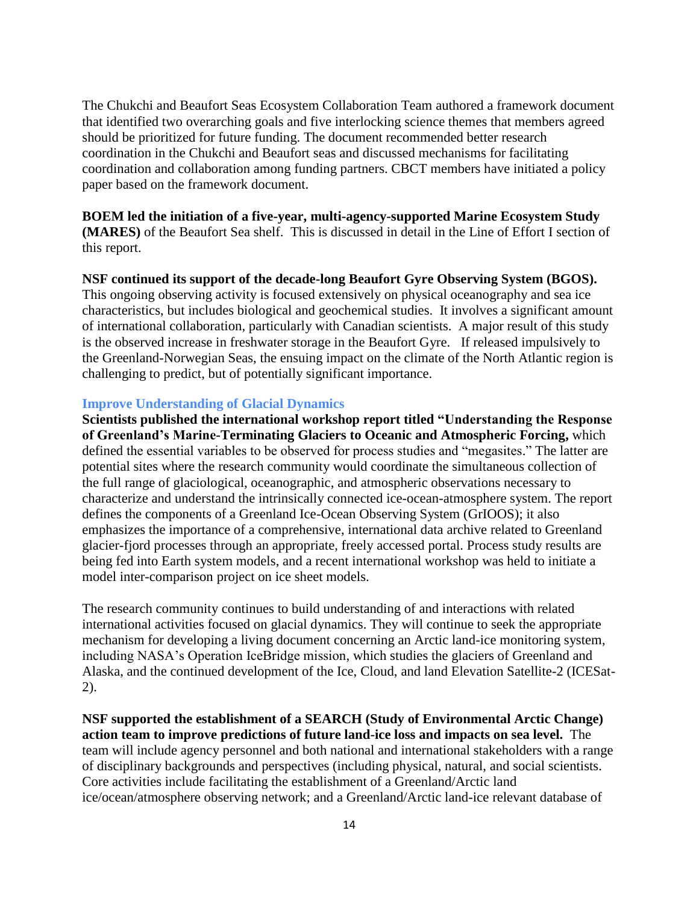The Chukchi and Beaufort Seas Ecosystem Collaboration Team authored a framework document that identified two overarching goals and five interlocking science themes that members agreed should be prioritized for future funding. The document recommended better research coordination in the Chukchi and Beaufort seas and discussed mechanisms for facilitating coordination and collaboration among funding partners. CBCT members have initiated a policy paper based on the framework document.

**BOEM led the initiation of a five-year, multi-agency-supported Marine Ecosystem Study (MARES)** of the Beaufort Sea shelf. This is discussed in detail in the Line of Effort I section of this report.

**NSF continued its support of the decade-long Beaufort Gyre Observing System (BGOS).** This ongoing observing activity is focused extensively on physical oceanography and sea ice characteristics, but includes biological and geochemical studies. It involves a significant amount of international collaboration, particularly with Canadian scientists. A major result of this study is the observed increase in freshwater storage in the Beaufort Gyre. If released impulsively to the Greenland-Norwegian Seas, the ensuing impact on the climate of the North Atlantic region is challenging to predict, but of potentially significant importance.

### Improve Understanding of Glacial Dynamics

**Scientists published the international workshop report titled "Understanding the Response of Greenland's Marine-Terminating Glaciers to Oceanic and Atmospheric Forcing,** which defined the essential variables to be observed for process studies and "megasites." The latter are potential sites where the research community would coordinate the simultaneous collection of the full range of glaciological, oceanographic, and atmospheric observations necessary to characterize and understand the intrinsically connected ice-ocean-atmosphere system. The report defines the components of a Greenland Ice-Ocean Observing System (GrIOOS); it also emphasizes the importance of a comprehensive, international data archive related to Greenland glacier-fjord processes through an appropriate, freely accessed portal. Process study results are being fed into Earth system models, and a recent international workshop was held to initiate a model inter-comparison project on ice sheet models.

The research community continues to build understanding of and interactions with related international activities focused on glacial dynamics. They will continue to seek the appropriate mechanism for developing a living document concerning an Arctic land-ice monitoring system, including NASA's Operation IceBridge mission, which studies the glaciers of Greenland and Alaska, and the continued development of the Ice, Cloud, and land Elevation Satellite-2 (ICESat-2).

**NSF supported the establishment of a SEARCH (Study of Environmental Arctic Change) action team to improve predictions of future land-ice loss and impacts on sea level.** The team will include agency personnel and both national and international stakeholders with a range of disciplinary backgrounds and perspectives (including physical, natural, and social scientists. Core activities include facilitating the establishment of a Greenland/Arctic land ice/ocean/atmosphere observing network; and a Greenland/Arctic land-ice relevant database of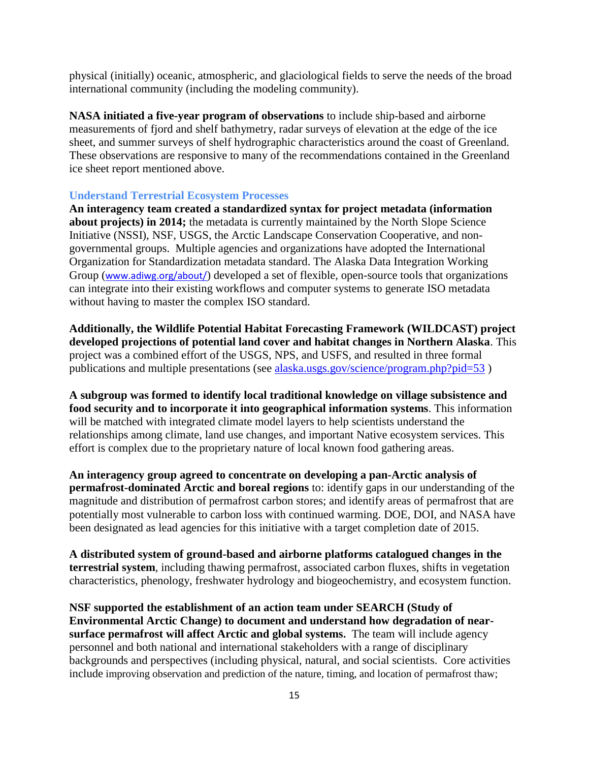physical (initially) oceanic, atmospheric, and glaciological fields to serve the needs of the broad international community (including the modeling community).

**NASA initiated a five-year program of observations** to include ship-based and airborne measurements of fjord and shelf bathymetry, radar surveys of elevation at the edge of the ice sheet, and summer surveys of shelf hydrographic characteristics around the coast of Greenland. These observations are responsive to many of the recommendations contained in the Greenland ice sheet report mentioned above.

### Understand Terrestrial Ecosystem Processes

**An interagency team created a standardized syntax for project metadata (information about projects) in 2014;** the metadata is currently maintained by the North Slope Science Initiative (NSSI), NSF, USGS, the Arctic Landscape Conservation Cooperative, and non-governmental groups. Multiple agencies and organizations have adopted the International Organization for Standardization metadata standard. The Alaska Data Integration Working Group (www.adiwg.org/about/) developed a set of flexible, open-source tools that organizations can integrate into their existing workflows and computer systems to generate ISO metadata without having to master the complex ISO standard.

**Additionally, the Wildlife Potential Habitat Forecasting Framework (WILDCAST) project developed projections of potential land cover and habitat changes in Northern Alaska**. This project was a combined effort of the USGS, NPS, and USFS, and resulted in three formal publications and multiple presentations (see alaska.usgs.gov/science/program.php?pid=53 )

**A subgroup was formed to identify local traditional knowledge on village subsistence and food security and to incorporate it into geographical information systems**. This information will be matched with integrated climate model layers to help scientists understand the relationships among climate, land use changes, and important Native ecosystem services. This effort is complex due to the proprietary nature of local known food gathering areas.

**An interagency group agreed to concentrate on developing a pan-Arctic analysis of permafrost-dominated Arctic and boreal regions** to: identify gaps in our understanding of the magnitude and distribution of permafrost carbon stores; and identify areas of permafrost that are potentially most vulnerable to carbon loss with continued warming. DOE, DOI, and NASA have been designated as lead agencies for this initiative with a target completion date of 2015.

**A distributed system of ground-based and airborne platforms catalogued changes in the terrestrial system**, including thawing permafrost, associated carbon fluxes, shifts in vegetation characteristics, phenology, freshwater hydrology and biogeochemistry, and ecosystem function.

**NSF supported the establishment of an action team under SEARCH (Study of Environmental Arctic Change) to document and understand how degradation of near-surface permafrost will affect Arctic and global systems.** The team will include agency personnel and both national and international stakeholders with a range of disciplinary backgrounds and perspectives (including physical, natural, and social scientists. Core activities include improving observation and prediction of the nature, timing, and location of permafrost thaw;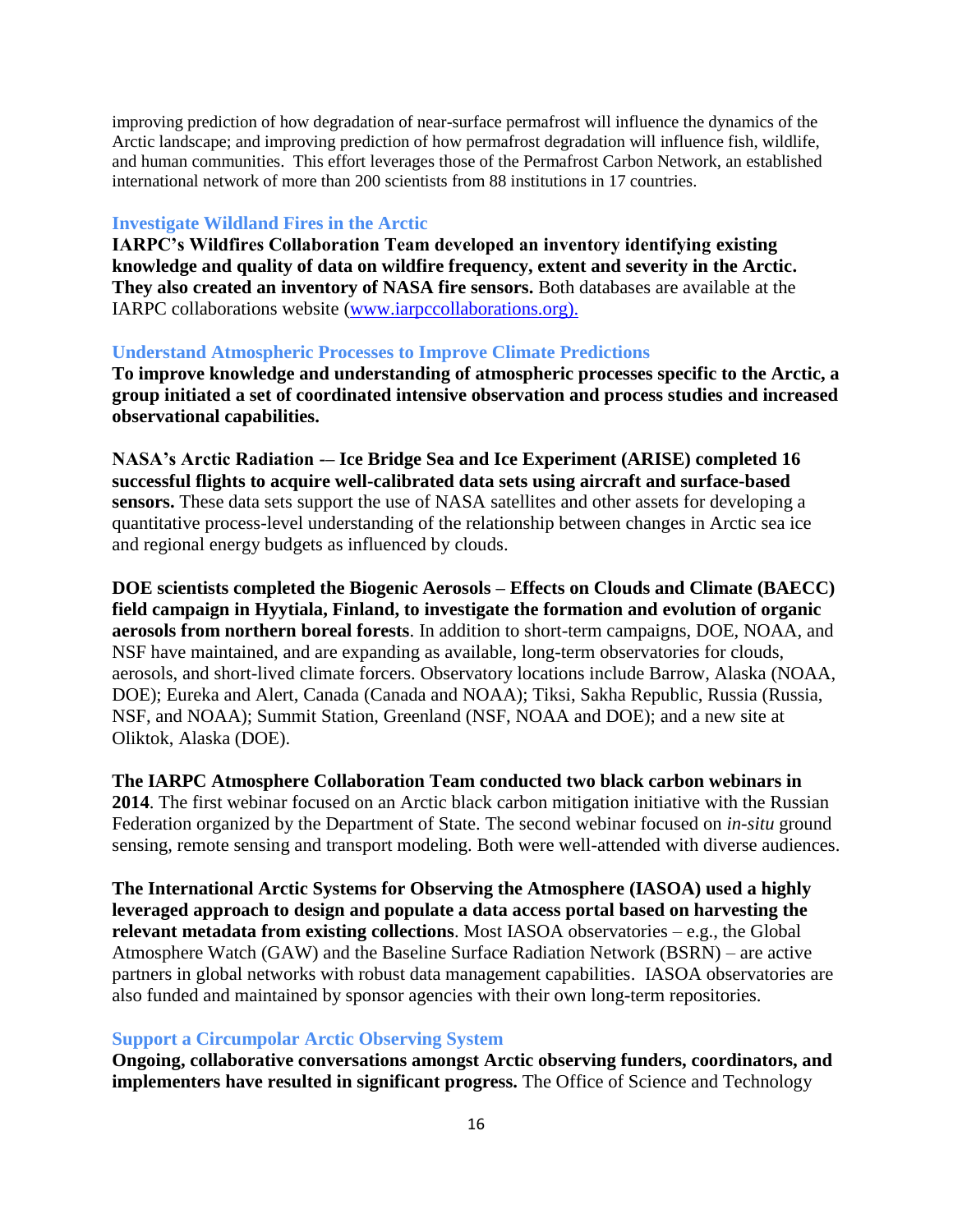improving prediction of how degradation of near-surface permafrost will influence the dynamics of the Arctic landscape; and improving prediction of how permafrost degradation will influence fish, wildlife, and human communities. This effort leverages those of the Permafrost Carbon Network, an established international network of more than 200 scientists from 88 institutions in 17 countries.

### Investigate Wildland Fires in the Arctic

**IARPC's Wildfires Collaboration Team developed an inventory identifying existing knowledge and quality of data on wildfire frequency, extent and severity in the Arctic. They also created an inventory of NASA fire sensors.** Both databases are available at the IARPC collaborations website (www.iarpccollaborations.org).

### Understand Atmospheric Processes to Improve Climate Predictions

**To improve knowledge and understanding of atmospheric processes specific to the Arctic, a group initiated a set of coordinated intensive observation and process studies and increased observational capabilities.**

**NASA's Arctic Radiation -– Ice Bridge Sea and Ice Experiment (ARISE) completed 16 successful flights to acquire well-calibrated data sets using aircraft and surface-based sensors.** These data sets support the use of NASA satellites and other assets for developing a quantitative process-level understanding of the relationship between changes in Arctic sea ice and regional energy budgets as influenced by clouds.

**DOE scientists completed the Biogenic Aerosols – Effects on Clouds and Climate (BAECC) field campaign in Hyytiala, Finland, to investigate the formation and evolution of organic aerosols from northern boreal forests**. In addition to short-term campaigns, DOE, NOAA, and NSF have maintained, and are expanding as available, long-term observatories for clouds, aerosols, and short-lived climate forcers. Observatory locations include Barrow, Alaska (NOAA, DOE); Eureka and Alert, Canada (Canada and NOAA); Tiksi, Sakha Republic, Russia (Russia, NSF, and NOAA); Summit Station, Greenland (NSF, NOAA and DOE); and a new site at Oliktok, Alaska (DOE).

**The IARPC Atmosphere Collaboration Team conducted two black carbon webinars in 2014**. The first webinar focused on an Arctic black carbon mitigation initiative with the Russian Federation organized by the Department of State. The second webinar focused on *in-situ* ground sensing, remote sensing and transport modeling. Both were well-attended with diverse audiences.

**The International Arctic Systems for Observing the Atmosphere (IASOA) used a highly leveraged approach to design and populate a data access portal based on harvesting the relevant metadata from existing collections**. Most IASOA observatories – e.g., the Global Atmosphere Watch (GAW) and the Baseline Surface Radiation Network (BSRN) – are active partners in global networks with robust data management capabilities. IASOA observatories are also funded and maintained by sponsor agencies with their own long-term repositories.

### Support a Circumpolar Arctic Observing System

**Ongoing, collaborative conversations amongst Arctic observing funders, coordinators, and implementers have resulted in significant progress.** The Office of Science and Technology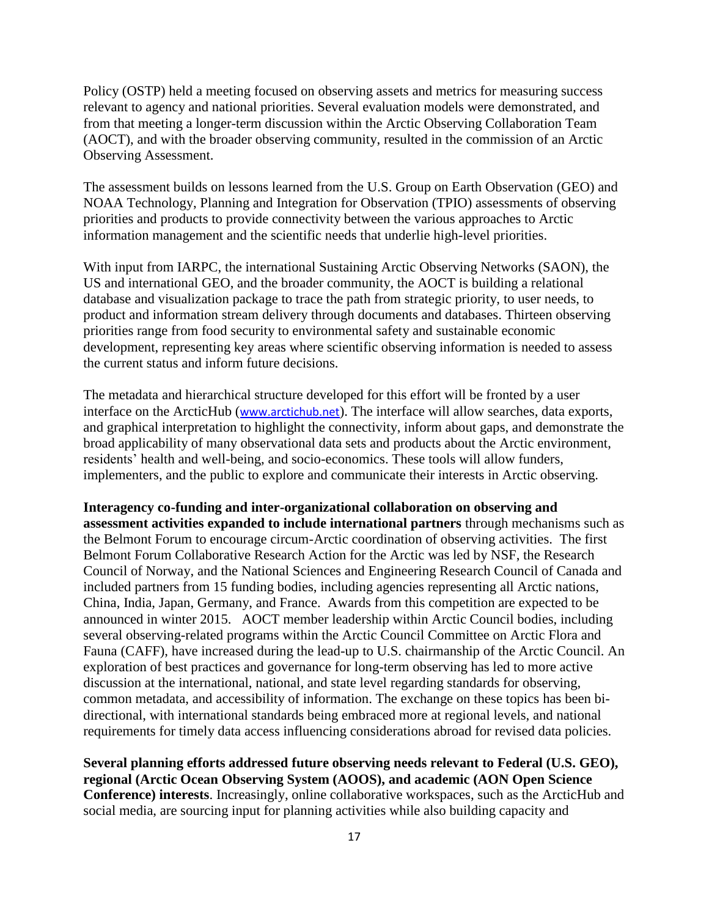Policy (OSTP) held a meeting focused on observing assets and metrics for measuring success relevant to agency and national priorities. Several evaluation models were demonstrated, and from that meeting a longer-term discussion within the Arctic Observing Collaboration Team (AOCT), and with the broader observing community, resulted in the commission of an Arctic Observing Assessment.

The assessment builds on lessons learned from the U.S. Group on Earth Observation (GEO) and NOAA Technology, Planning and Integration for Observation (TPIO) assessments of observing priorities and products to provide connectivity between the various approaches to Arctic information management and the scientific needs that underlie high-level priorities.

With input from IARPC, the international Sustaining Arctic Observing Networks (SAON), the US and international GEO, and the broader community, the AOCT is building a relational database and visualization package to trace the path from strategic priority, to user needs, to product and information stream delivery through documents and databases. Thirteen observing priorities range from food security to environmental safety and sustainable economic development, representing key areas where scientific observing information is needed to assess the current status and inform future decisions.

The metadata and hierarchical structure developed for this effort will be fronted by a user interface on the ArcticHub (www.arctichub.net). The interface will allow searches, data exports, and graphical interpretation to highlight the connectivity, inform about gaps, and demonstrate the broad applicability of many observational data sets and products about the Arctic environment, residents' health and well-being, and socio-economics. These tools will allow funders, implementers, and the public to explore and communicate their interests in Arctic observing.

**Interagency co-funding and inter-organizational collaboration on observing and assessment activities expanded to include international partners** through mechanisms such as the Belmont Forum to encourage circum-Arctic coordination of observing activities. The first Belmont Forum Collaborative Research Action for the Arctic was led by NSF, the Research Council of Norway, and the National Sciences and Engineering Research Council of Canada and included partners from 15 funding bodies, including agencies representing all Arctic nations, China, India, Japan, Germany, and France. Awards from this competition are expected to be announced in winter 2015. AOCT member leadership within Arctic Council bodies, including several observing-related programs within the Arctic Council Committee on Arctic Flora and Fauna (CAFF), have increased during the lead-up to U.S. chairmanship of the Arctic Council. An exploration of best practices and governance for long-term observing has led to more active discussion at the international, national, and state level regarding standards for observing, common metadata, and accessibility of information. The exchange on these topics has been bi-directional, with international standards being embraced more at regional levels, and national requirements for timely data access influencing considerations abroad for revised data policies.

**Several planning efforts addressed future observing needs relevant to Federal (U.S. GEO), regional (Arctic Ocean Observing System (AOOS), and academic (AON Open Science Conference) interests**. Increasingly, online collaborative workspaces, such as the ArcticHub and social media, are sourcing input for planning activities while also building capacity and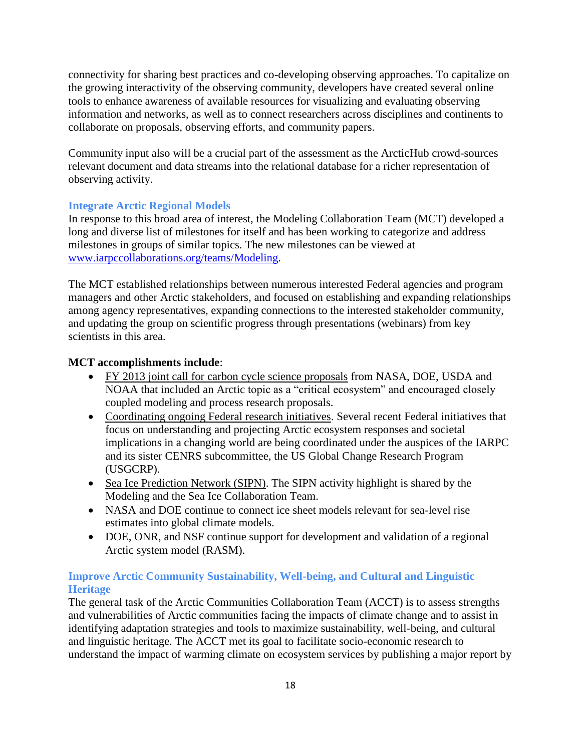connectivity for sharing best practices and co-developing observing approaches. To capitalize on the growing interactivity of the observing community, developers have created several online tools to enhance awareness of available resources for visualizing and evaluating observing information and networks, as well as to connect researchers across disciplines and continents to collaborate on proposals, observing efforts, and community papers.

Community input also will be a crucial part of the assessment as the ArcticHub crowd-sources relevant document and data streams into the relational database for a richer representation of observing activity.

### Integrate Arctic Regional Models

In response to this broad area of interest, the Modeling Collaboration Team (MCT) developed a long and diverse list of milestones for itself and has been working to categorize and address milestones in groups of similar topics. The new milestones can be viewed at [www.iarpccollaborations.org/teams/Modeling](www.iarpccollaborations.org/teams/Modeling).

The MCT established relationships between numerous interested Federal agencies and program managers and other Arctic stakeholders, and focused on establishing and expanding relationships among agency representatives, expanding connections to the interested stakeholder community, and updating the group on scientific progress through presentations (webinars) from key scientists in this area.

**MCT accomplishments include**:

- FY 2013 joint call for carbon cycle science proposals from NASA, DOE, USDA and NOAA that included an Arctic topic as a "critical ecosystem" and encouraged closely coupled modeling and process research proposals.
- Coordinating ongoing Federal research initiatives. Several recent Federal initiatives that focus on understanding and projecting Arctic ecosystem responses and societal implications in a changing world are being coordinated under the auspices of the IARPC and its sister CENRS subcommittee, the US Global Change Research Program (USGCRP).
- Sea Ice Prediction Network (SIPN). The SIPN activity highlight is shared by the Modeling and the Sea Ice Collaboration Team.
- NASA and DOE continue to connect ice sheet models relevant for sea-level rise estimates into global climate models.
- DOE, ONR, and NSF continue support for development and validation of a regional Arctic system model (RASM).

### Improve Arctic Community Sustainability, Well-being, and Cultural and Linguistic Heritage

The general task of the Arctic Communities Collaboration Team (ACCT) is to assess strengths and vulnerabilities of Arctic communities facing the impacts of climate change and to assist in identifying adaptation strategies and tools to maximize sustainability, well-being, and cultural and linguistic heritage. The ACCT met its goal to facilitate socio-economic research to understand the impact of warming climate on ecosystem services by publishing a major report by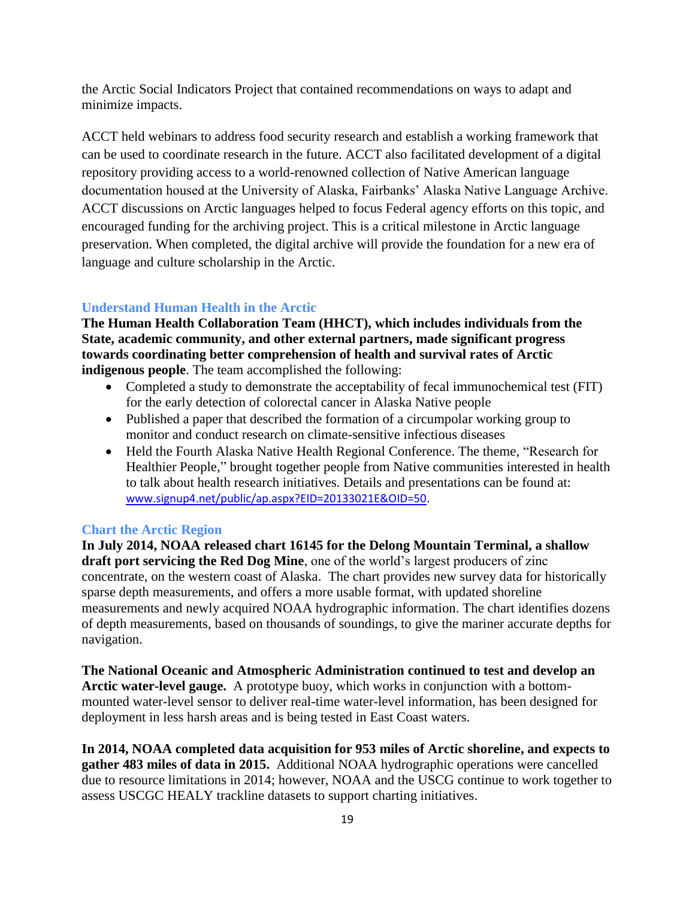the Arctic Social Indicators Project that contained recommendations on ways to adapt and minimize impacts.

ACCT held webinars to address food security research and establish a working framework that can be used to coordinate research in the future. ACCT also facilitated development of a digital repository providing access to a world-renowned collection of Native American language documentation housed at the University of Alaska, Fairbanks' Alaska Native Language Archive. ACCT discussions on Arctic languages helped to focus Federal agency efforts on this topic, and encouraged funding for the archiving project. This is a critical milestone in Arctic language preservation. When completed, the digital archive will provide the foundation for a new era of language and culture scholarship in the Arctic.

### Understand Human Health in the Arctic

**The Human Health Collaboration Team (HHCT), which includes individuals from the State, academic community, and other external partners, made significant progress towards coordinating better comprehension of health and survival rates of Arctic indigenous people**. The team accomplished the following:

- Completed a study to demonstrate the acceptability of fecal immunochemical test (FIT) for the early detection of colorectal cancer in Alaska Native people
- Published a paper that described the formation of a circumpolar working group to monitor and conduct research on climate-sensitive infectious diseases
- Held the Fourth Alaska Native Health Regional Conference. The theme, "Research for Healthier People," brought together people from Native communities interested in health to talk about health research initiatives. Details and presentations can be found at: www.signup4.net/public/ap.aspx?EID=20133021E&OID=50.

### Chart the Arctic Region

**In July 2014, NOAA released chart 16145 for the Delong Mountain Terminal, a shallow draft port servicing the Red Dog Mine**, one of the world's largest producers of zinc concentrate, on the western coast of Alaska. The chart provides new survey data for historically sparse depth measurements, and offers a more usable format, with updated shoreline measurements and newly acquired NOAA hydrographic information. The chart identifies dozens of depth measurements, based on thousands of soundings, to give the mariner accurate depths for navigation.

**The National Oceanic and Atmospheric Administration continued to test and develop an Arctic water-level gauge.** A prototype buoy, which works in conjunction with a bottom-mounted water-level sensor to deliver real-time water-level information, has been designed for deployment in less harsh areas and is being tested in East Coast waters.

**In 2014, NOAA completed data acquisition for 953 miles of Arctic shoreline, and expects to gather 483 miles of data in 2015.** Additional NOAA hydrographic operations were cancelled due to resource limitations in 2014; however, NOAA and the USCG continue to work together to assess USCGC HEALY trackline datasets to support charting initiatives.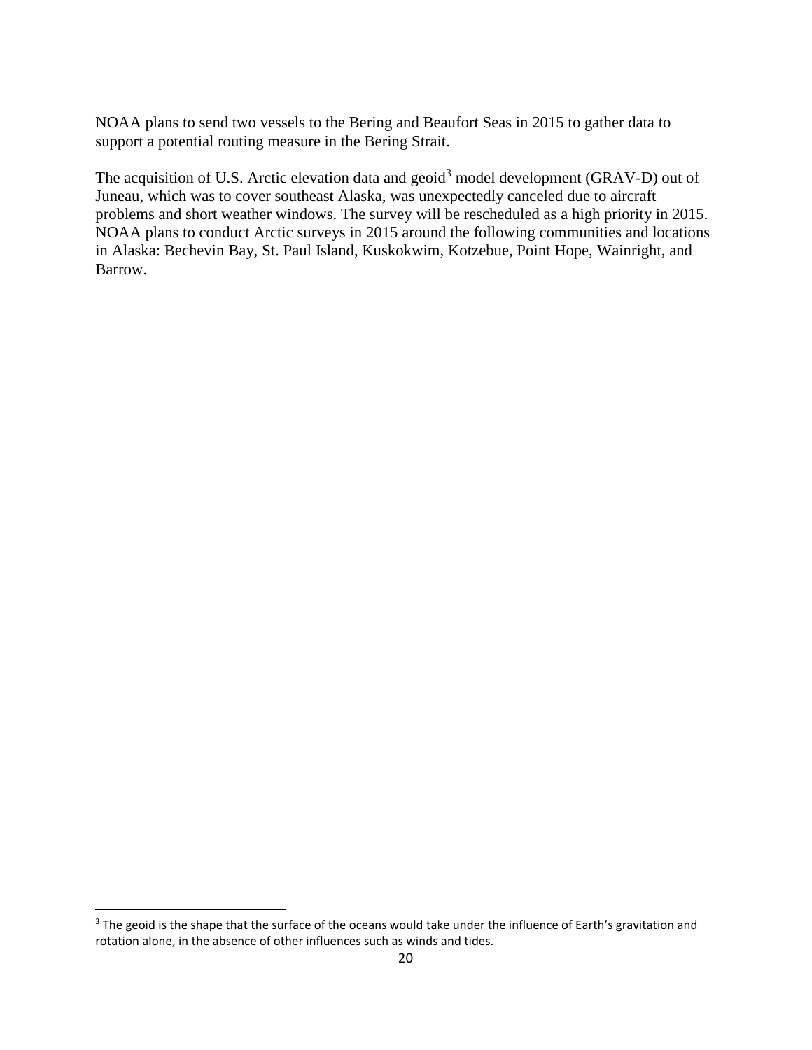NOAA plans to send two vessels to the Bering and Beaufort Seas in 2015 to gather data to support a potential routing measure in the Bering Strait.

The acquisition of U.S. Arctic elevation data and geoid[3] model development (GRAV-D) out of Juneau, which was to cover southeast Alaska, was unexpectedly canceled due to aircraft problems and short weather windows. The survey will be rescheduled as a high priority in 2015. NOAA plans to conduct Arctic surveys in 2015 around the following communities and locations in Alaska: Bechevin Bay, St. Paul Island, Kuskokwim, Kotzebue, Point Hope, Wainright, and Barrow.

[3] The geoid is the shape that the surface of the oceans would take under the influence of Earth's gravitation and rotation alone, in the absence of other influences such as winds and tides.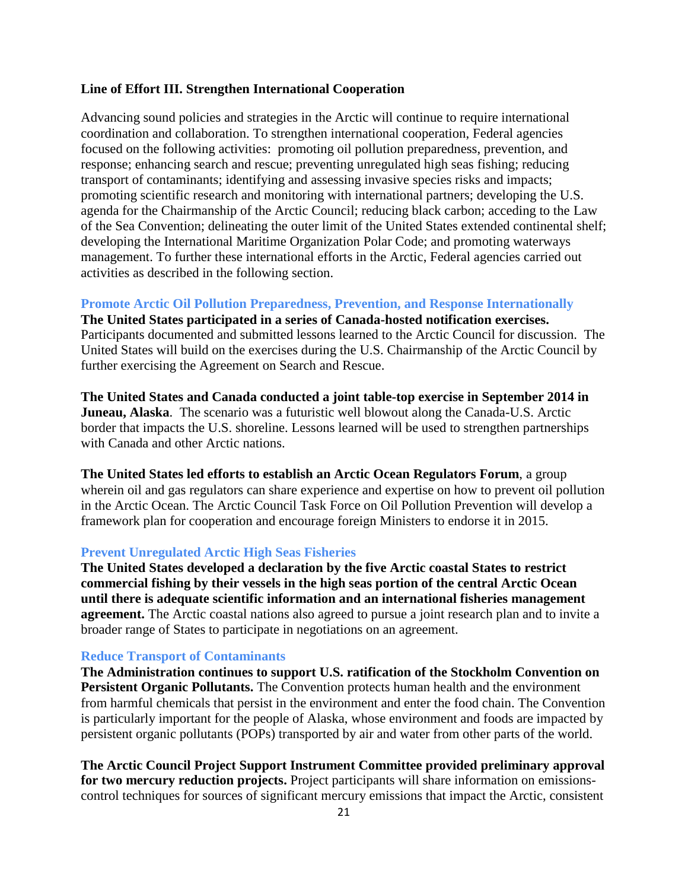## Line of Effort III. Strengthen International Cooperation

Advancing sound policies and strategies in the Arctic will continue to require international coordination and collaboration. To strengthen international cooperation, Federal agencies focused on the following activities: promoting oil pollution preparedness, prevention, and response; enhancing search and rescue; preventing unregulated high seas fishing; reducing transport of contaminants; identifying and assessing invasive species risks and impacts; promoting scientific research and monitoring with international partners; developing the U.S. agenda for the Chairmanship of the Arctic Council; reducing black carbon; acceding to the Law of the Sea Convention; delineating the outer limit of the United States extended continental shelf; developing the International Maritime Organization Polar Code; and promoting waterways management. To further these international efforts in the Arctic, Federal agencies carried out activities as described in the following section.

### Promote Arctic Oil Pollution Preparedness, Prevention, and Response Internationally

**The United States participated in a series of Canada-hosted notification exercises.** Participants documented and submitted lessons learned to the Arctic Council for discussion. The United States will build on the exercises during the U.S. Chairmanship of the Arctic Council by further exercising the Agreement on Search and Rescue.

**The United States and Canada conducted a joint table-top exercise in September 2014 in Juneau, Alaska**. The scenario was a futuristic well blowout along the Canada-U.S. Arctic border that impacts the U.S. shoreline. Lessons learned will be used to strengthen partnerships with Canada and other Arctic nations.

**The United States led efforts to establish an Arctic Ocean Regulators Forum**, a group wherein oil and gas regulators can share experience and expertise on how to prevent oil pollution in the Arctic Ocean. The Arctic Council Task Force on Oil Pollution Prevention will develop a framework plan for cooperation and encourage foreign Ministers to endorse it in 2015.

### Prevent Unregulated Arctic High Seas Fisheries

**The United States developed a declaration by the five Arctic coastal States to restrict commercial fishing by their vessels in the high seas portion of the central Arctic Ocean until there is adequate scientific information and an international fisheries management agreement.** The Arctic coastal nations also agreed to pursue a joint research plan and to invite a broader range of States to participate in negotiations on an agreement.

### Reduce Transport of Contaminants

**The Administration continues to support U.S. ratification of the Stockholm Convention on Persistent Organic Pollutants.** The Convention protects human health and the environment from harmful chemicals that persist in the environment and enter the food chain. The Convention is particularly important for the people of Alaska, whose environment and foods are impacted by persistent organic pollutants (POPs) transported by air and water from other parts of the world.

**The Arctic Council Project Support Instrument Committee provided preliminary approval for two mercury reduction projects.** Project participants will share information on emissions-control techniques for sources of significant mercury emissions that impact the Arctic, consistent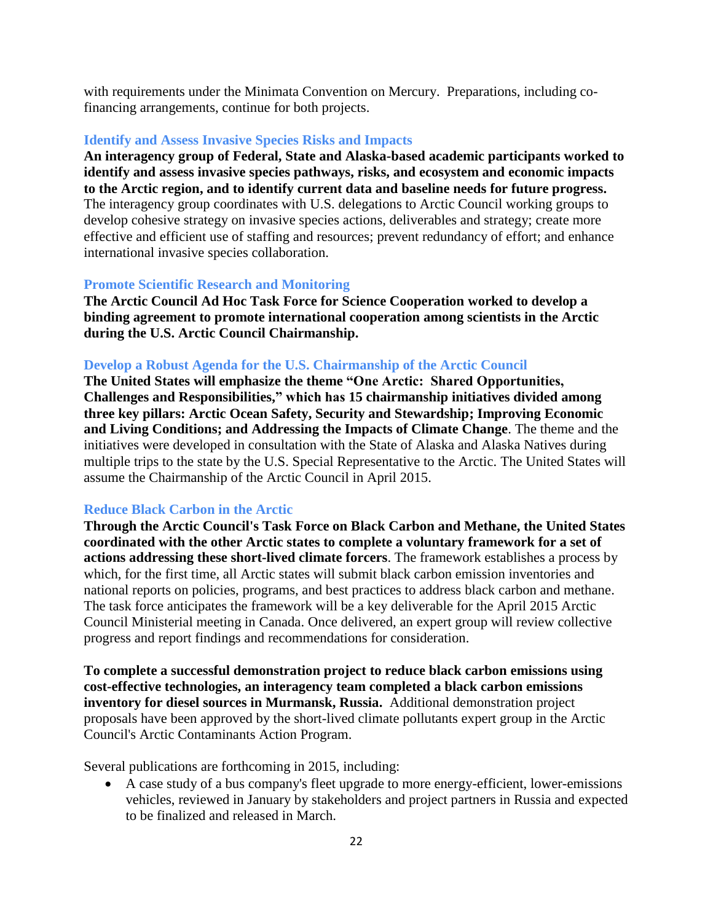with requirements under the Minimata Convention on Mercury. Preparations, including co-financing arrangements, continue for both projects.

### Identify and Assess Invasive Species Risks and Impacts

**An interagency group of Federal, State and Alaska-based academic participants worked to identify and assess invasive species pathways, risks, and ecosystem and economic impacts to the Arctic region, and to identify current data and baseline needs for future progress.** The interagency group coordinates with U.S. delegations to Arctic Council working groups to develop cohesive strategy on invasive species actions, deliverables and strategy; create more effective and efficient use of staffing and resources; prevent redundancy of effort; and enhance international invasive species collaboration.

### Promote Scientific Research and Monitoring

**The Arctic Council Ad Hoc Task Force for Science Cooperation worked to develop a binding agreement to promote international cooperation among scientists in the Arctic during the U.S. Arctic Council Chairmanship.**

### Develop a Robust Agenda for the U.S. Chairmanship of the Arctic Council

**The United States will emphasize the theme "One Arctic: Shared Opportunities, Challenges and Responsibilities," which has 15 chairmanship initiatives divided among three key pillars: Arctic Ocean Safety, Security and Stewardship; Improving Economic and Living Conditions; and Addressing the Impacts of Climate Change**. The theme and the initiatives were developed in consultation with the State of Alaska and Alaska Natives during multiple trips to the state by the U.S. Special Representative to the Arctic. The United States will assume the Chairmanship of the Arctic Council in April 2015.

### Reduce Black Carbon in the Arctic

**Through the Arctic Council's Task Force on Black Carbon and Methane, the United States coordinated with the other Arctic states to complete a voluntary framework for a set of actions addressing these short-lived climate forcers**. The framework establishes a process by which, for the first time, all Arctic states will submit black carbon emission inventories and national reports on policies, programs, and best practices to address black carbon and methane. The task force anticipates the framework will be a key deliverable for the April 2015 Arctic Council Ministerial meeting in Canada. Once delivered, an expert group will review collective progress and report findings and recommendations for consideration.

**To complete a successful demonstration project to reduce black carbon emissions using cost-effective technologies, an interagency team completed a black carbon emissions inventory for diesel sources in Murmansk, Russia.** Additional demonstration project proposals have been approved by the short-lived climate pollutants expert group in the Arctic Council's Arctic Contaminants Action Program.

Several publications are forthcoming in 2015, including:

- A case study of a bus company's fleet upgrade to more energy-efficient, lower-emissions vehicles, reviewed in January by stakeholders and project partners in Russia and expected to be finalized and released in March.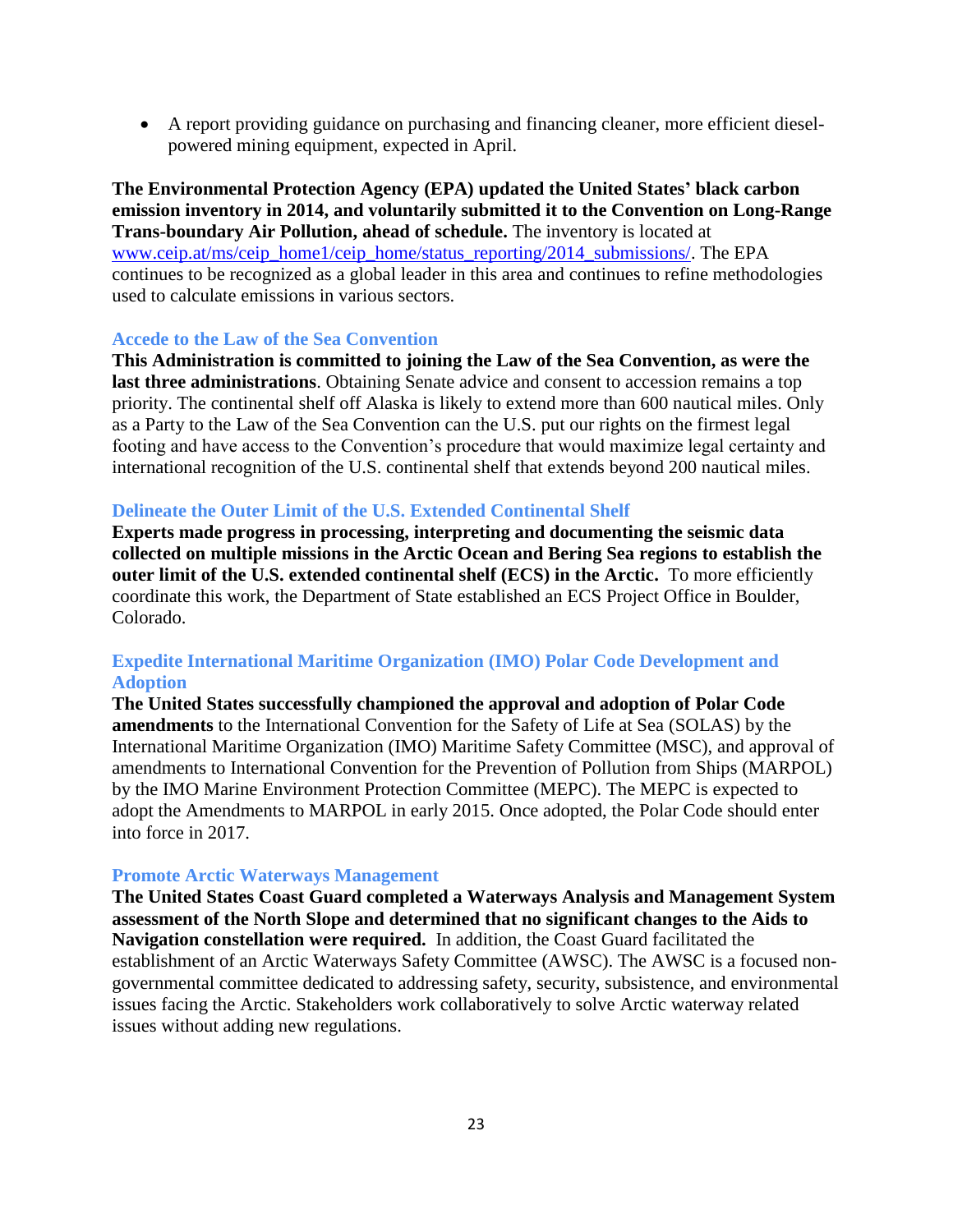- A report providing guidance on purchasing and financing cleaner, more efficient diesel-powered mining equipment, expected in April.

**The Environmental Protection Agency (EPA) updated the United States' black carbon emission inventory in 2014, and voluntarily submitted it to the Convention on Long-Range Trans-boundary Air Pollution, ahead of schedule.** The inventory is located at [www.ceip.at/ms/ceip_home1/ceip_home/status_reporting/2014_submissions/](www.ceip.at/ms/ceip_home1/ceip_home/status_reporting/2014_submissions/). The EPA continues to be recognized as a global leader in this area and continues to refine methodologies used to calculate emissions in various sectors.

### Accede to the Law of the Sea Convention

**This Administration is committed to joining the Law of the Sea Convention, as were the last three administrations**. Obtaining Senate advice and consent to accession remains a top priority. The continental shelf off Alaska is likely to extend more than 600 nautical miles. Only as a Party to the Law of the Sea Convention can the U.S. put our rights on the firmest legal footing and have access to the Convention's procedure that would maximize legal certainty and international recognition of the U.S. continental shelf that extends beyond 200 nautical miles.

### Delineate the Outer Limit of the U.S. Extended Continental Shelf

**Experts made progress in processing, interpreting and documenting the seismic data collected on multiple missions in the Arctic Ocean and Bering Sea regions to establish the outer limit of the U.S. extended continental shelf (ECS) in the Arctic.** To more efficiently coordinate this work, the Department of State established an ECS Project Office in Boulder, Colorado.

### Expedite International Maritime Organization (IMO) Polar Code Development and Adoption

**The United States successfully championed the approval and adoption of Polar Code amendments** to the International Convention for the Safety of Life at Sea (SOLAS) by the International Maritime Organization (IMO) Maritime Safety Committee (MSC), and approval of amendments to International Convention for the Prevention of Pollution from Ships (MARPOL) by the IMO Marine Environment Protection Committee (MEPC). The MEPC is expected to adopt the Amendments to MARPOL in early 2015. Once adopted, the Polar Code should enter into force in 2017.

### Promote Arctic Waterways Management

**The United States Coast Guard completed a Waterways Analysis and Management System assessment of the North Slope and determined that no significant changes to the Aids to Navigation constellation were required.** In addition, the Coast Guard facilitated the establishment of an Arctic Waterways Safety Committee (AWSC). The AWSC is a focused non-governmental committee dedicated to addressing safety, security, subsistence, and environmental issues facing the Arctic. Stakeholders work collaboratively to solve Arctic waterway related issues without adding new regulations.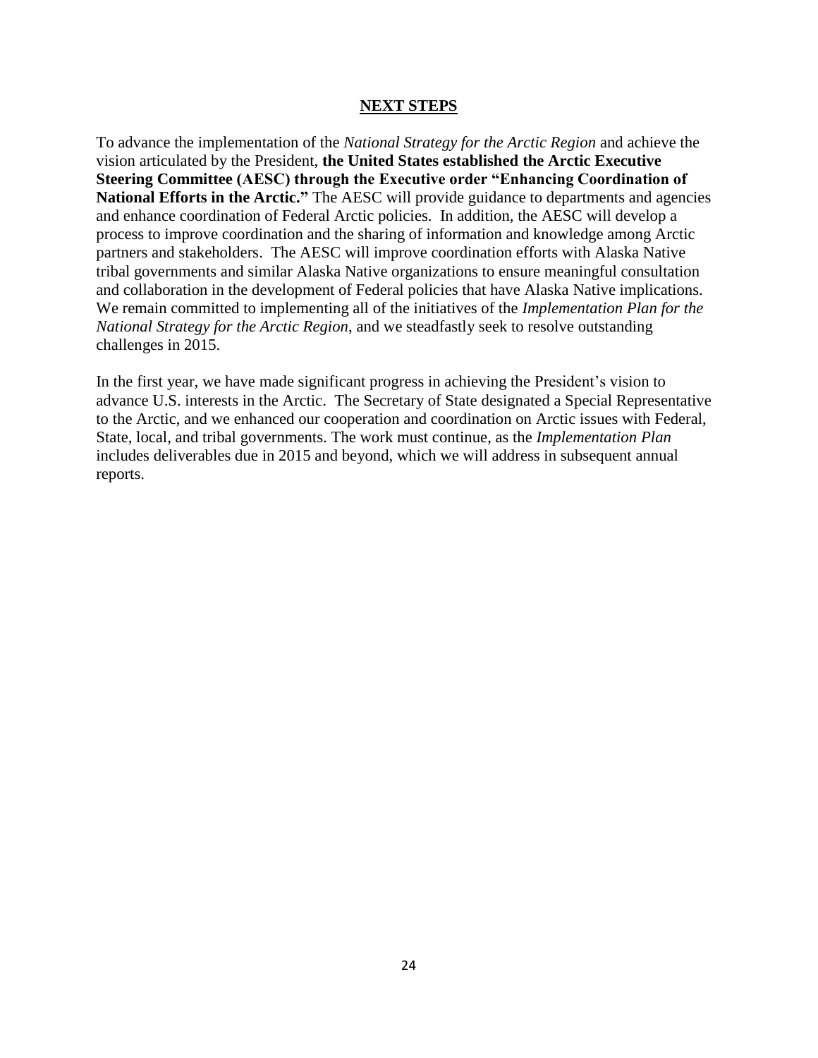## NEXT STEPS

To advance the implementation of the *National Strategy for the Arctic Region* and achieve the vision articulated by the President, **the United States established the Arctic Executive Steering Committee (AESC) through the Executive order "Enhancing Coordination of National Efforts in the Arctic."** The AESC will provide guidance to departments and agencies and enhance coordination of Federal Arctic policies. In addition, the AESC will develop a process to improve coordination and the sharing of information and knowledge among Arctic partners and stakeholders. The AESC will improve coordination efforts with Alaska Native tribal governments and similar Alaska Native organizations to ensure meaningful consultation and collaboration in the development of Federal policies that have Alaska Native implications. We remain committed to implementing all of the initiatives of the *Implementation Plan for the National Strategy for the Arctic Region*, and we steadfastly seek to resolve outstanding challenges in 2015.

In the first year, we have made significant progress in achieving the President's vision to advance U.S. interests in the Arctic. The Secretary of State designated a Special Representative to the Arctic, and we enhanced our cooperation and coordination on Arctic issues with Federal, State, local, and tribal governments. The work must continue, as the *Implementation Plan* includes deliverables due in 2015 and beyond, which we will address in subsequent annual reports.